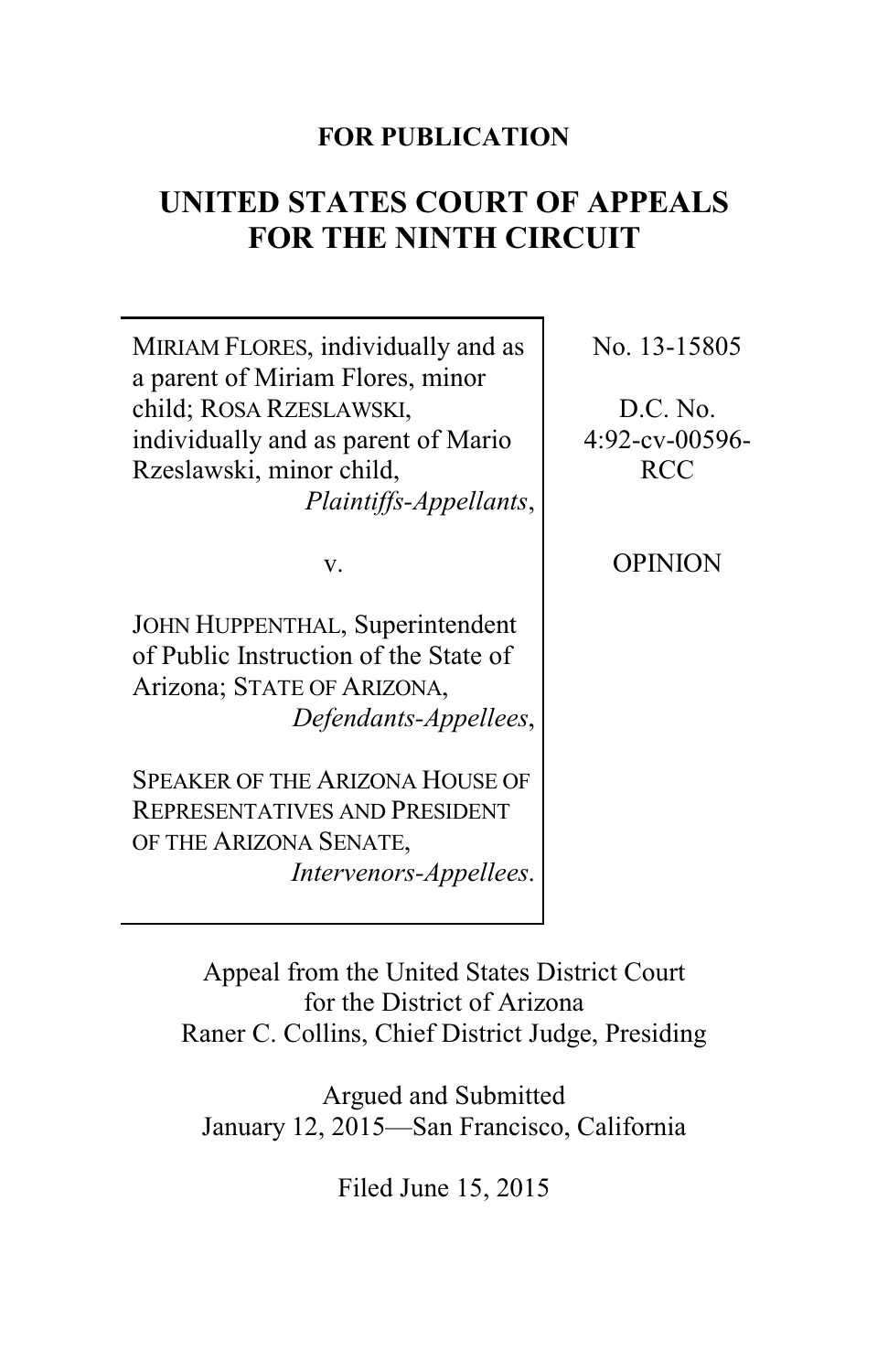**FOR PUBLICATION**

# UNITED STATES COURT OF APPEALS FOR THE NINTH CIRCUIT

| | |
|---|---|
| MIRIAM FLORES, individually and as a parent of Miriam Flores, minor child; ROSA RZESLAWSKI, individually and as parent of Mario Rzeslawski, minor child, *Plaintiffs-Appellants*,<br><br>v.<br><br>JOHN HUPPENTHAL, Superintendent of Public Instruction of the State of Arizona; STATE OF ARIZONA, *Defendants-Appellees*,<br><br>SPEAKER OF THE ARIZONA HOUSE OF REPRESENTATIVES AND PRESIDENT OF THE ARIZONA SENATE, *Intervenors-Appellees*. | No. 13-15805<br><br>D.C. No. 4:92-cv-00596-RCC<br><br>OPINION |

Appeal from the United States District Court
for the District of Arizona
Raner C. Collins, Chief District Judge, Presiding

Argued and Submitted
January 12, 2015—San Francisco, California

Filed June 15, 2015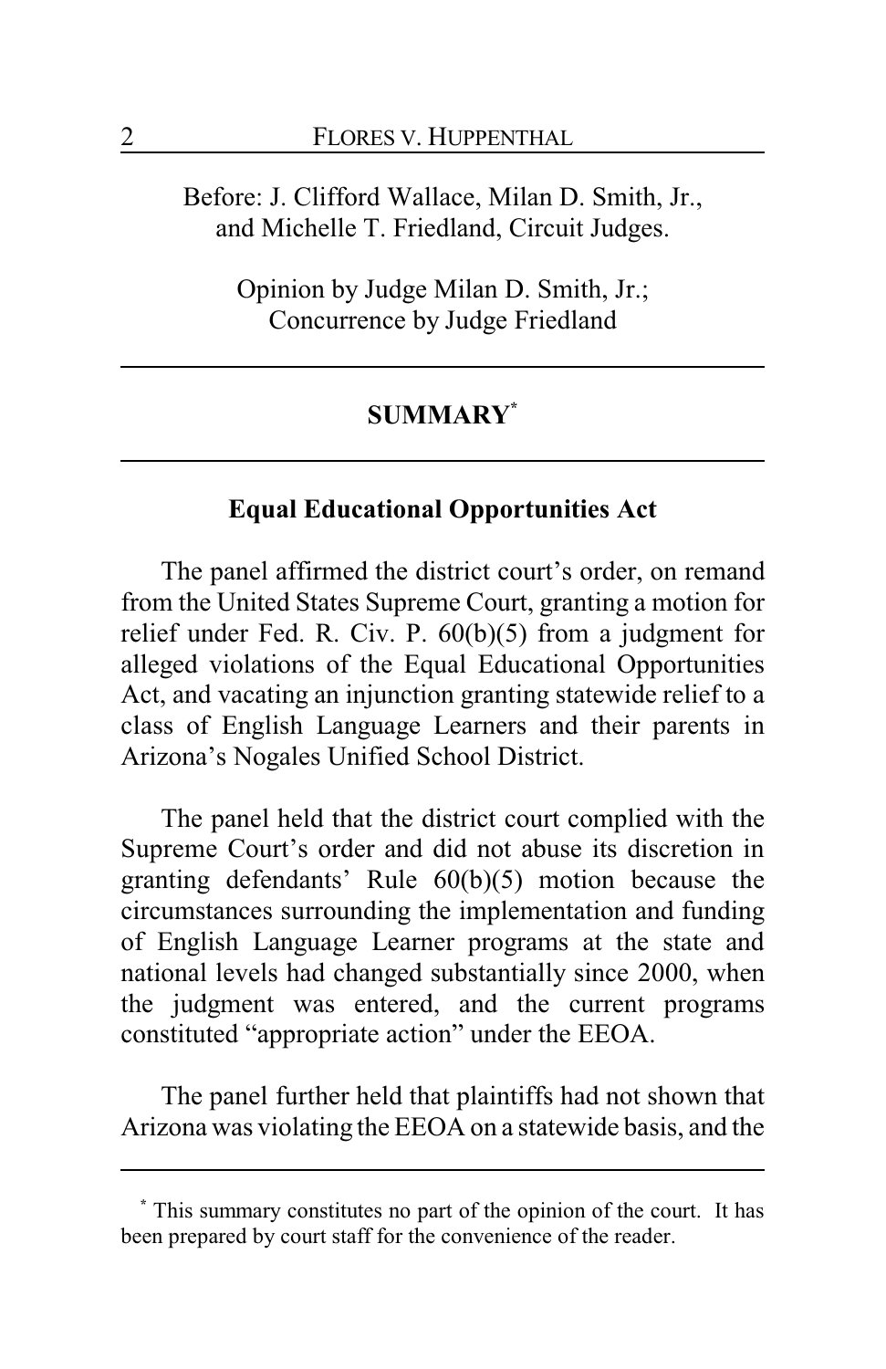Before: J. Clifford Wallace, Milan D. Smith, Jr., and Michelle T. Friedland, Circuit Judges.

Opinion by Judge Milan D. Smith, Jr.;
Concurrence by Judge Friedland

## SUMMARY[*]

### Equal Educational Opportunities Act

The panel affirmed the district court's order, on remand from the United States Supreme Court, granting a motion for relief under Fed. R. Civ. P. 60(b)(5) from a judgment for alleged violations of the Equal Educational Opportunities Act, and vacating an injunction granting statewide relief to a class of English Language Learners and their parents in Arizona's Nogales Unified School District.

The panel held that the district court complied with the Supreme Court's order and did not abuse its discretion in granting defendants' Rule 60(b)(5) motion because the circumstances surrounding the implementation and funding of English Language Learner programs at the state and national levels had changed substantially since 2000, when the judgment was entered, and the current programs constituted "appropriate action" under the EEOA.

The panel further held that plaintiffs had not shown that Arizona was violating the EEOA on a statewide basis, and the

---

[*] This summary constitutes no part of the opinion of the court. It has been prepared by court staff for the convenience of the reader.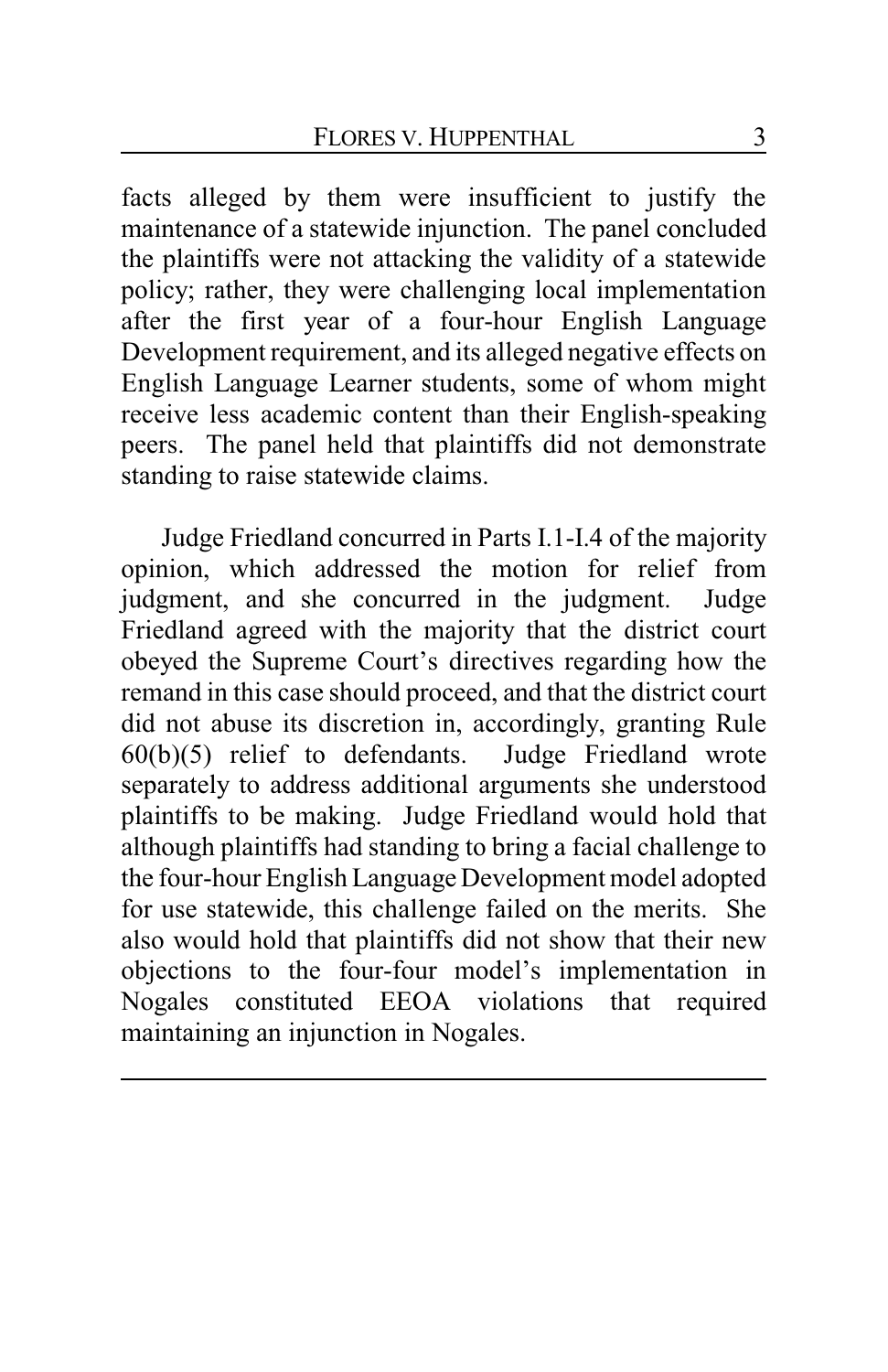facts alleged by them were insufficient to justify the maintenance of a statewide injunction. The panel concluded the plaintiffs were not attacking the validity of a statewide policy; rather, they were challenging local implementation after the first year of a four-hour English Language Development requirement, and its alleged negative effects on English Language Learner students, some of whom might receive less academic content than their English-speaking peers. The panel held that plaintiffs did not demonstrate standing to raise statewide claims.

Judge Friedland concurred in Parts I.1-I.4 of the majority opinion, which addressed the motion for relief from judgment, and she concurred in the judgment. Judge Friedland agreed with the majority that the district court obeyed the Supreme Court's directives regarding how the remand in this case should proceed, and that the district court did not abuse its discretion in, accordingly, granting Rule 60(b)(5) relief to defendants. Judge Friedland wrote separately to address additional arguments she understood plaintiffs to be making. Judge Friedland would hold that although plaintiffs had standing to bring a facial challenge to the four-hour English Language Development model adopted for use statewide, this challenge failed on the merits. She also would hold that plaintiffs did not show that their new objections to the four-four model's implementation in Nogales constituted EEOA violations that required maintaining an injunction in Nogales.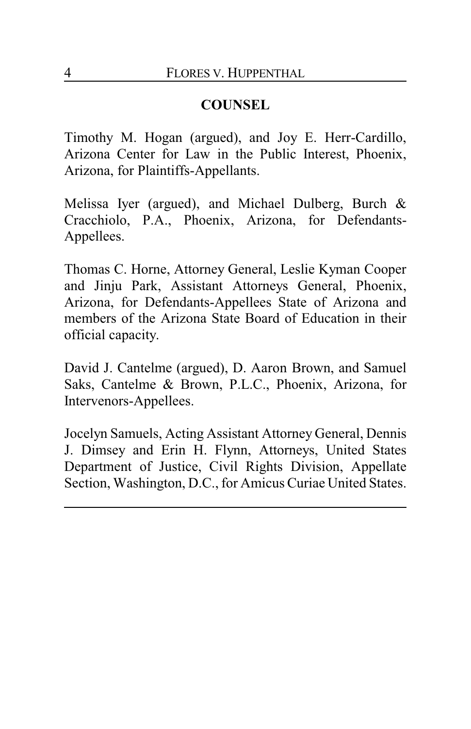## COUNSEL

Timothy M. Hogan (argued), and Joy E. Herr-Cardillo, Arizona Center for Law in the Public Interest, Phoenix, Arizona, for Plaintiffs-Appellants.

Melissa Iyer (argued), and Michael Dulberg, Burch & Cracchiolo, P.A., Phoenix, Arizona, for Defendants-Appellees.

Thomas C. Horne, Attorney General, Leslie Kyman Cooper and Jinju Park, Assistant Attorneys General, Phoenix, Arizona, for Defendants-Appellees State of Arizona and members of the Arizona State Board of Education in their official capacity.

David J. Cantelme (argued), D. Aaron Brown, and Samuel Saks, Cantelme & Brown, P.L.C., Phoenix, Arizona, for Intervenors-Appellees.

Jocelyn Samuels, Acting Assistant Attorney General, Dennis J. Dimsey and Erin H. Flynn, Attorneys, United States Department of Justice, Civil Rights Division, Appellate Section, Washington, D.C., for Amicus Curiae United States.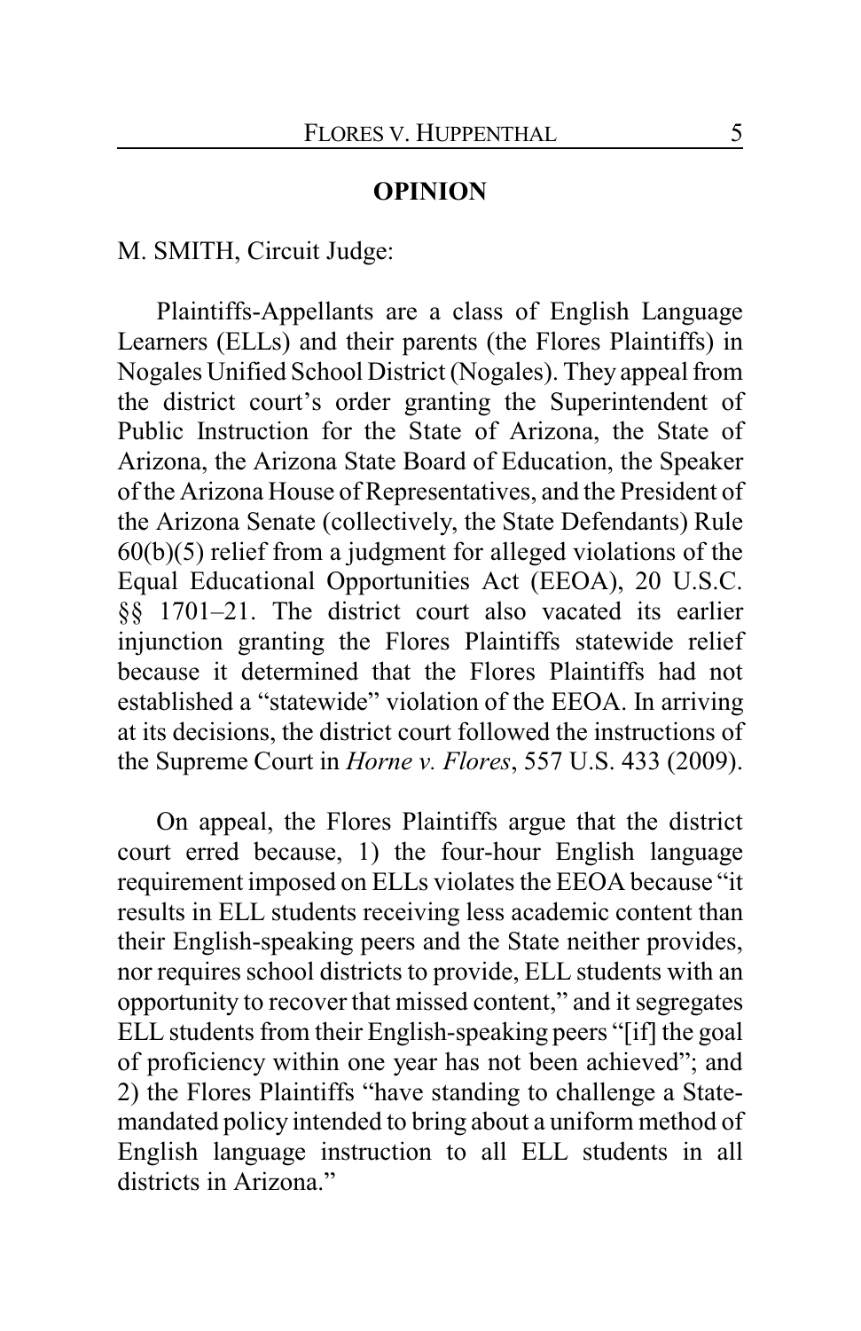## OPINION

M. SMITH, Circuit Judge:

Plaintiffs-Appellants are a class of English Language Learners (ELLs) and their parents (the Flores Plaintiffs) in Nogales Unified School District (Nogales). They appeal from the district court's order granting the Superintendent of Public Instruction for the State of Arizona, the State of Arizona, the Arizona State Board of Education, the Speaker of the Arizona House of Representatives, and the President of the Arizona Senate (collectively, the State Defendants) Rule 60(b)(5) relief from a judgment for alleged violations of the Equal Educational Opportunities Act (EEOA), 20 U.S.C. §§ 1701–21. The district court also vacated its earlier injunction granting the Flores Plaintiffs statewide relief because it determined that the Flores Plaintiffs had not established a "statewide" violation of the EEOA. In arriving at its decisions, the district court followed the instructions of the Supreme Court in *Horne v. Flores*, 557 U.S. 433 (2009).

On appeal, the Flores Plaintiffs argue that the district court erred because, 1) the four-hour English language requirement imposed on ELLs violates the EEOA because "it results in ELL students receiving less academic content than their English-speaking peers and the State neither provides, nor requires school districts to provide, ELL students with an opportunity to recover that missed content," and it segregates ELL students from their English-speaking peers "[if] the goal of proficiency within one year has not been achieved"; and 2) the Flores Plaintiffs "have standing to challenge a State-mandated policy intended to bring about a uniform method of English language instruction to all ELL students in all districts in Arizona."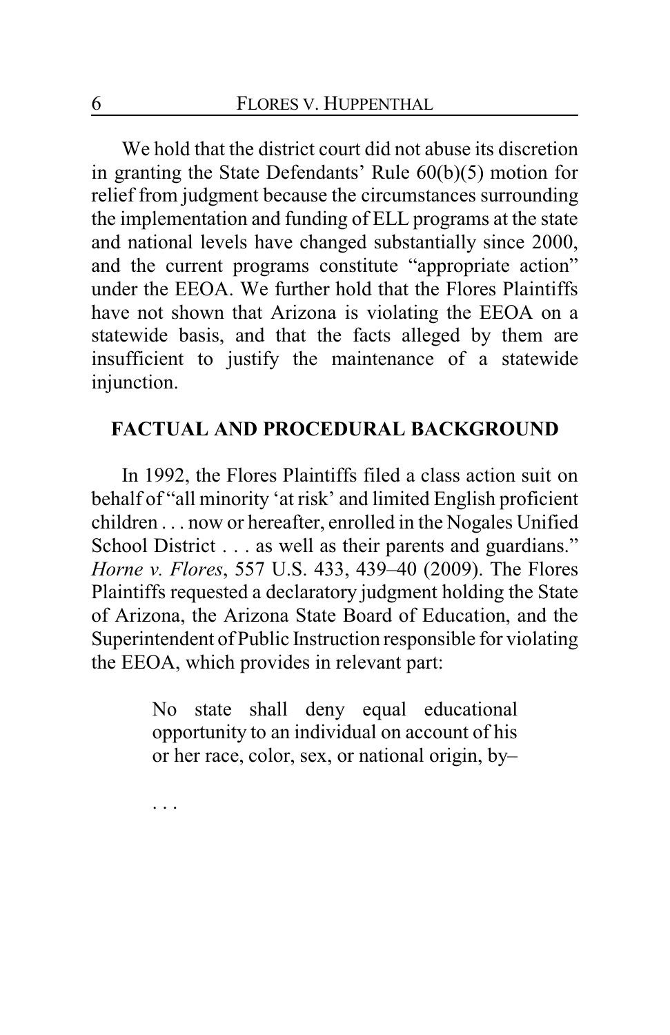We hold that the district court did not abuse its discretion in granting the State Defendants' Rule 60(b)(5) motion for relief from judgment because the circumstances surrounding the implementation and funding of ELL programs at the state and national levels have changed substantially since 2000, and the current programs constitute "appropriate action" under the EEOA. We further hold that the Flores Plaintiffs have not shown that Arizona is violating the EEOA on a statewide basis, and that the facts alleged by them are insufficient to justify the maintenance of a statewide injunction.

## FACTUAL AND PROCEDURAL BACKGROUND

In 1992, the Flores Plaintiffs filed a class action suit on behalf of "all minority 'at risk' and limited English proficient children . . . now or hereafter, enrolled in the Nogales Unified School District . . . as well as their parents and guardians." *Horne v. Flores*, 557 U.S. 433, 439–40 (2009). The Flores Plaintiffs requested a declaratory judgment holding the State of Arizona, the Arizona State Board of Education, and the Superintendent of Public Instruction responsible for violating the EEOA, which provides in relevant part:

> No state shall deny equal educational opportunity to an individual on account of his or her race, color, sex, or national origin, by–
>
> . . .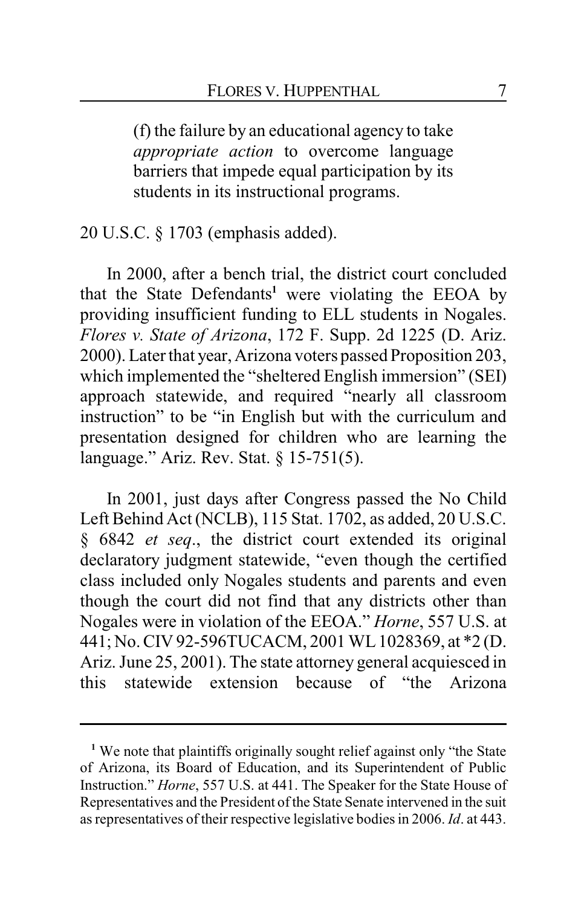> (f) the failure by an educational agency to take *appropriate action* to overcome language barriers that impede equal participation by its students in its instructional programs.

20 U.S.C. § 1703 (emphasis added).

In 2000, after a bench trial, the district court concluded that the State Defendants[1] were violating the EEOA by providing insufficient funding to ELL students in Nogales. *Flores v. State of Arizona*, 172 F. Supp. 2d 1225 (D. Ariz. 2000). Later that year, Arizona voters passed Proposition 203, which implemented the "sheltered English immersion" (SEI) approach statewide, and required "nearly all classroom instruction" to be "in English but with the curriculum and presentation designed for children who are learning the language." Ariz. Rev. Stat. § 15-751(5).

In 2001, just days after Congress passed the No Child Left Behind Act (NCLB), 115 Stat. 1702, as added, 20 U.S.C. § 6842 *et seq*., the district court extended its original declaratory judgment statewide, "even though the certified class included only Nogales students and parents and even though the court did not find that any districts other than Nogales were in violation of the EEOA." *Horne*, 557 U.S. at 441; No. CIV 92-596TUCACM, 2001 WL 1028369, at *2 (D. Ariz. June 25, 2001). The state attorney general acquiesced in this statewide extension because of "the Arizona

---

[1] We note that plaintiffs originally sought relief against only "the State of Arizona, its Board of Education, and its Superintendent of Public Instruction." *Horne*, 557 U.S. at 441. The Speaker for the State House of Representatives and the President of the State Senate intervened in the suit as representatives of their respective legislative bodies in 2006. *Id*. at 443.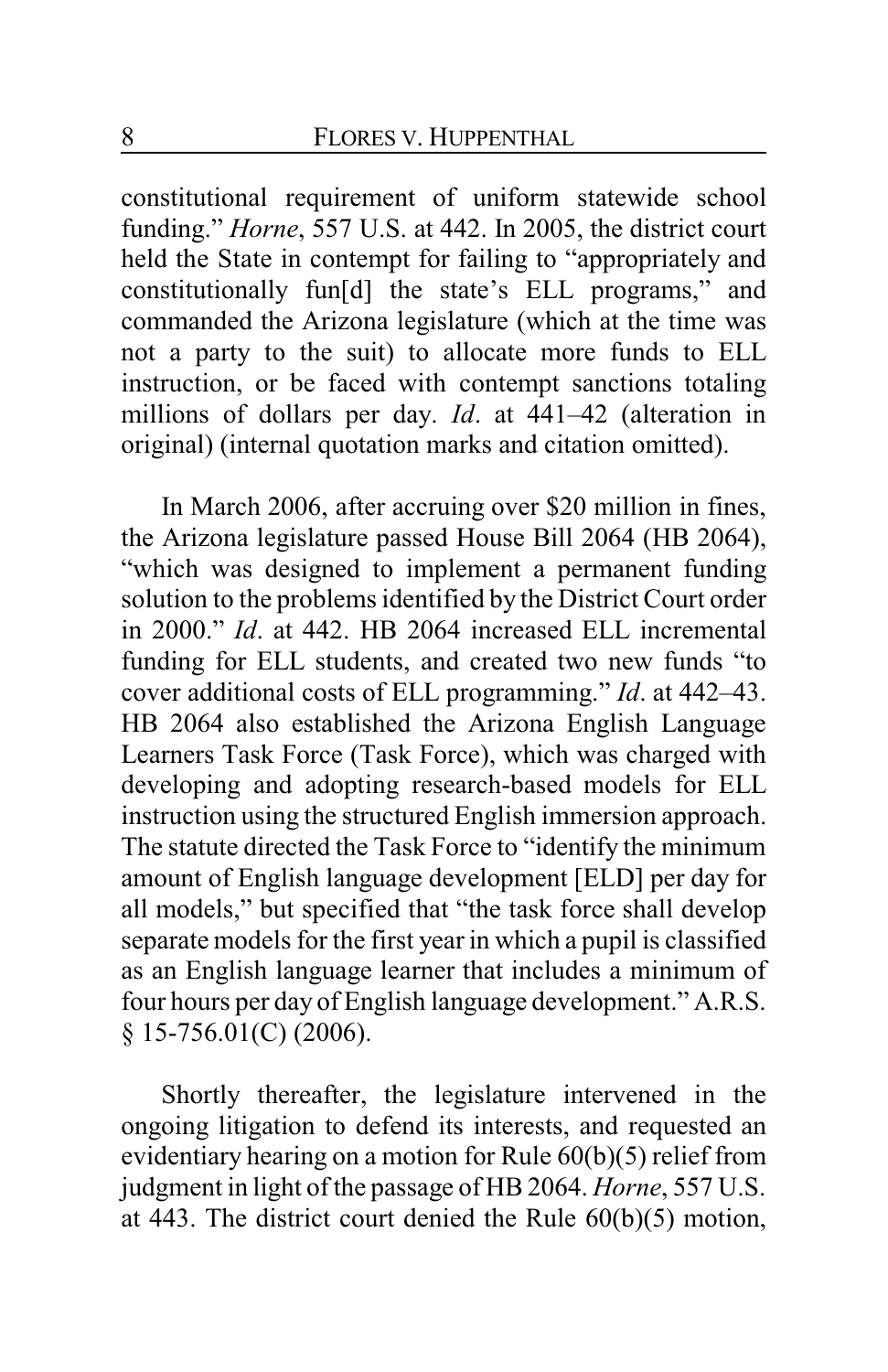constitutional requirement of uniform statewide school funding." *Horne*, 557 U.S. at 442. In 2005, the district court held the State in contempt for failing to "appropriately and constitutionally fun[d] the state's ELL programs," and commanded the Arizona legislature (which at the time was not a party to the suit) to allocate more funds to ELL instruction, or be faced with contempt sanctions totaling millions of dollars per day. *Id*. at 441–42 (alteration in original) (internal quotation marks and citation omitted).

In March 2006, after accruing over $20 million in fines, the Arizona legislature passed House Bill 2064 (HB 2064), "which was designed to implement a permanent funding solution to the problems identified by the District Court order in 2000." *Id*. at 442. HB 2064 increased ELL incremental funding for ELL students, and created two new funds "to cover additional costs of ELL programming." *Id*. at 442–43. HB 2064 also established the Arizona English Language Learners Task Force (Task Force), which was charged with developing and adopting research-based models for ELL instruction using the structured English immersion approach. The statute directed the Task Force to "identify the minimum amount of English language development [ELD] per day for all models," but specified that "the task force shall develop separate models for the first year in which a pupil is classified as an English language learner that includes a minimum of four hours per day of English language development." A.R.S. § 15-756.01(C) (2006).

Shortly thereafter, the legislature intervened in the ongoing litigation to defend its interests, and requested an evidentiary hearing on a motion for Rule 60(b)(5) relief from judgment in light of the passage of HB 2064. *Horne*, 557 U.S. at 443. The district court denied the Rule 60(b)(5) motion,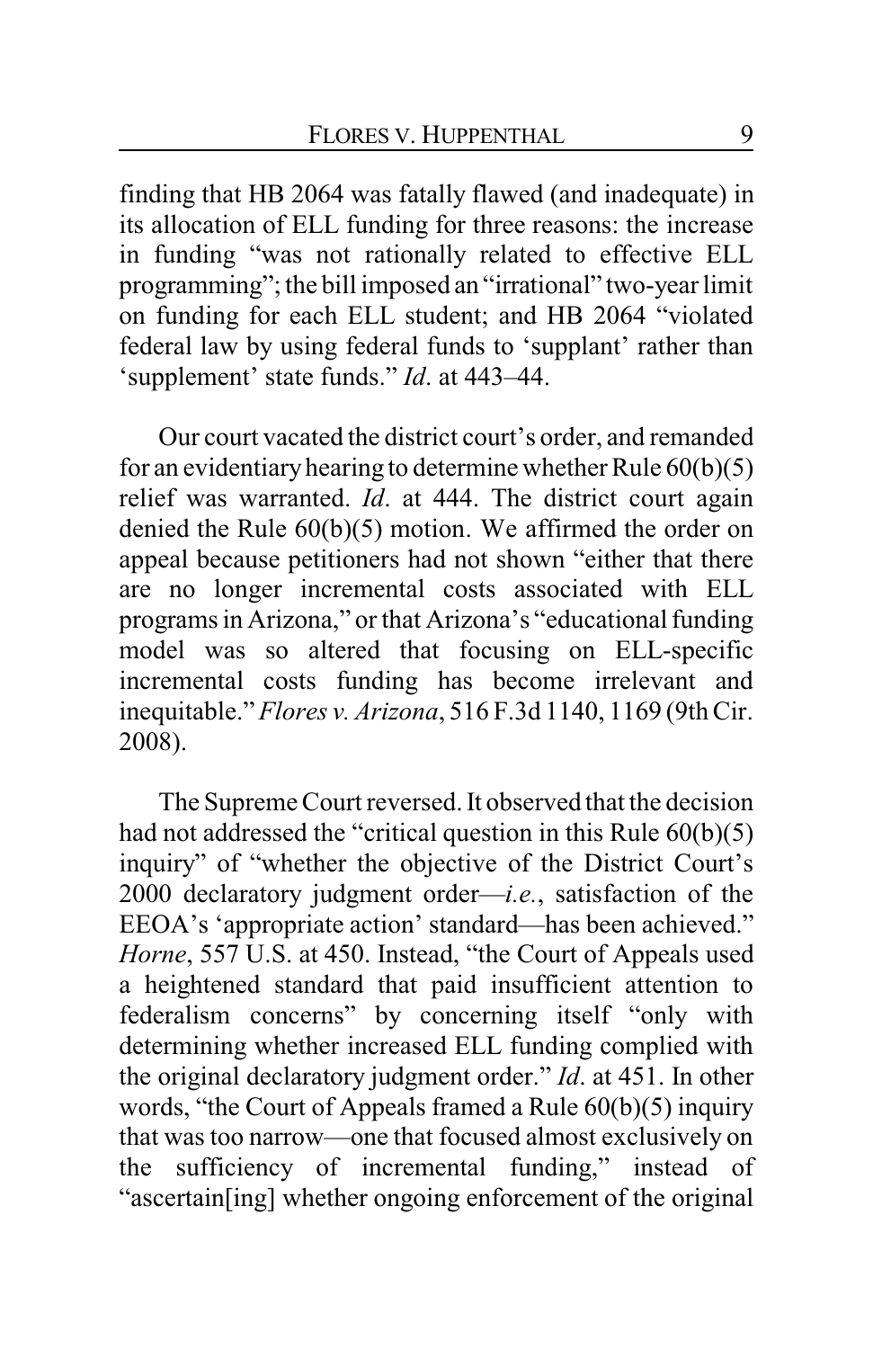finding that HB 2064 was fatally flawed (and inadequate) in its allocation of ELL funding for three reasons: the increase in funding "was not rationally related to effective ELL programming"; the bill imposed an "irrational" two-year limit on funding for each ELL student; and HB 2064 "violated federal law by using federal funds to 'supplant' rather than 'supplement' state funds." *Id*. at 443–44.

Our court vacated the district court's order, and remanded for an evidentiary hearing to determine whether Rule 60(b)(5) relief was warranted. *Id*. at 444. The district court again denied the Rule 60(b)(5) motion. We affirmed the order on appeal because petitioners had not shown "either that there are no longer incremental costs associated with ELL programs in Arizona," or that Arizona's "educational funding model was so altered that focusing on ELL-specific incremental costs funding has become irrelevant and inequitable." *Flores v. Arizona*, 516 F.3d 1140, 1169 (9th Cir. 2008).

The Supreme Court reversed. It observed that the decision had not addressed the "critical question in this Rule 60(b)(5) inquiry" of "whether the objective of the District Court's 2000 declaratory judgment order—*i.e.*, satisfaction of the EEOA's 'appropriate action' standard—has been achieved." *Horne*, 557 U.S. at 450. Instead, "the Court of Appeals used a heightened standard that paid insufficient attention to federalism concerns" by concerning itself "only with determining whether increased ELL funding complied with the original declaratory judgment order." *Id*. at 451. In other words, "the Court of Appeals framed a Rule 60(b)(5) inquiry that was too narrow—one that focused almost exclusively on the sufficiency of incremental funding," instead of "ascertain[ing] whether ongoing enforcement of the original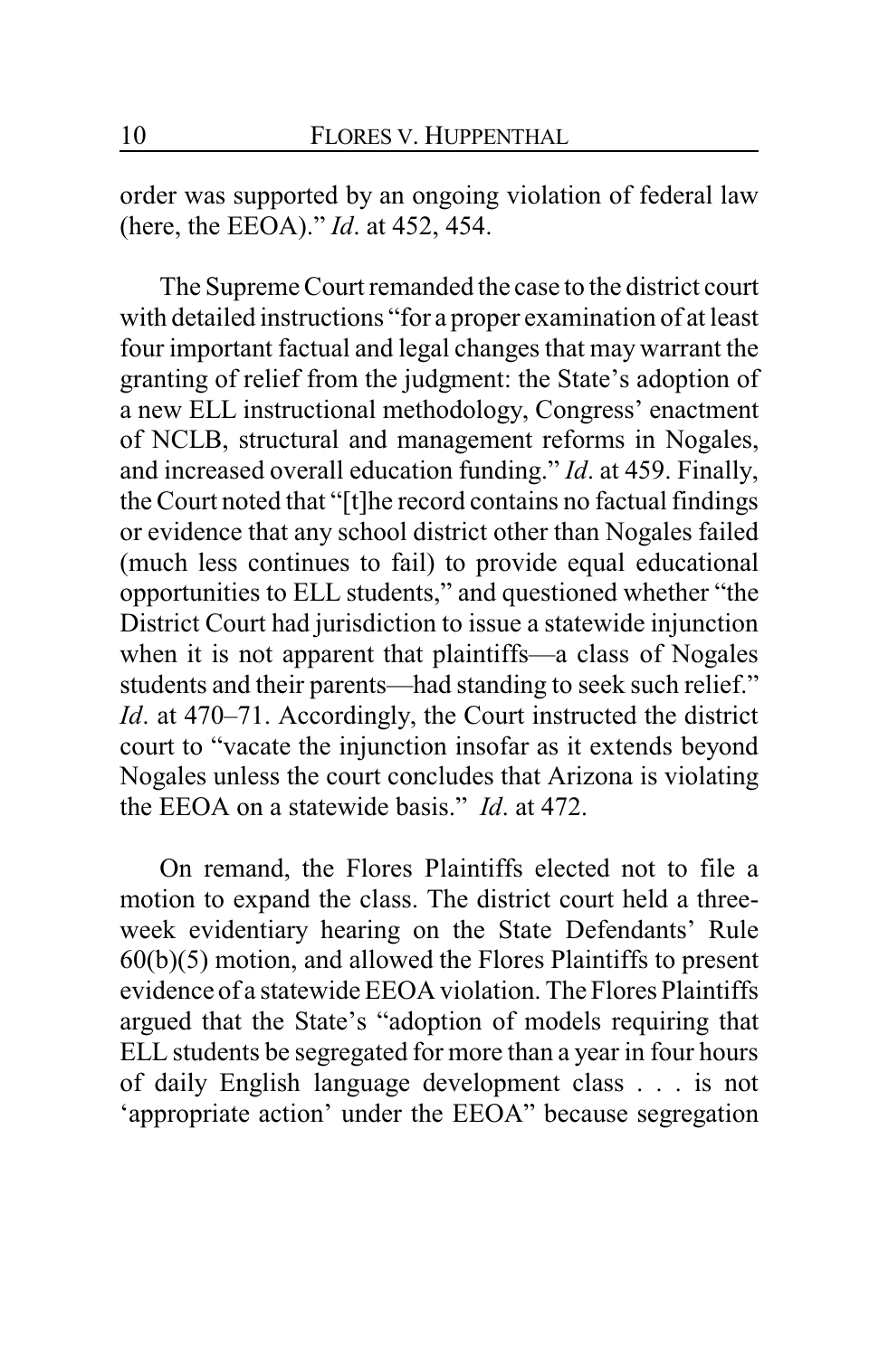order was supported by an ongoing violation of federal law (here, the EEOA)." *Id*. at 452, 454.

The Supreme Court remanded the case to the district court with detailed instructions "for a proper examination of at least four important factual and legal changes that may warrant the granting of relief from the judgment: the State's adoption of a new ELL instructional methodology, Congress' enactment of NCLB, structural and management reforms in Nogales, and increased overall education funding." *Id*. at 459. Finally, the Court noted that "[t]he record contains no factual findings or evidence that any school district other than Nogales failed (much less continues to fail) to provide equal educational opportunities to ELL students," and questioned whether "the District Court had jurisdiction to issue a statewide injunction when it is not apparent that plaintiffs—a class of Nogales students and their parents—had standing to seek such relief." *Id*. at 470–71. Accordingly, the Court instructed the district court to "vacate the injunction insofar as it extends beyond Nogales unless the court concludes that Arizona is violating the EEOA on a statewide basis." *Id*. at 472.

On remand, the Flores Plaintiffs elected not to file a motion to expand the class. The district court held a three-week evidentiary hearing on the State Defendants' Rule 60(b)(5) motion, and allowed the Flores Plaintiffs to present evidence of a statewide EEOA violation. The Flores Plaintiffs argued that the State's "adoption of models requiring that ELL students be segregated for more than a year in four hours of daily English language development class . . . is not 'appropriate action' under the EEOA" because segregation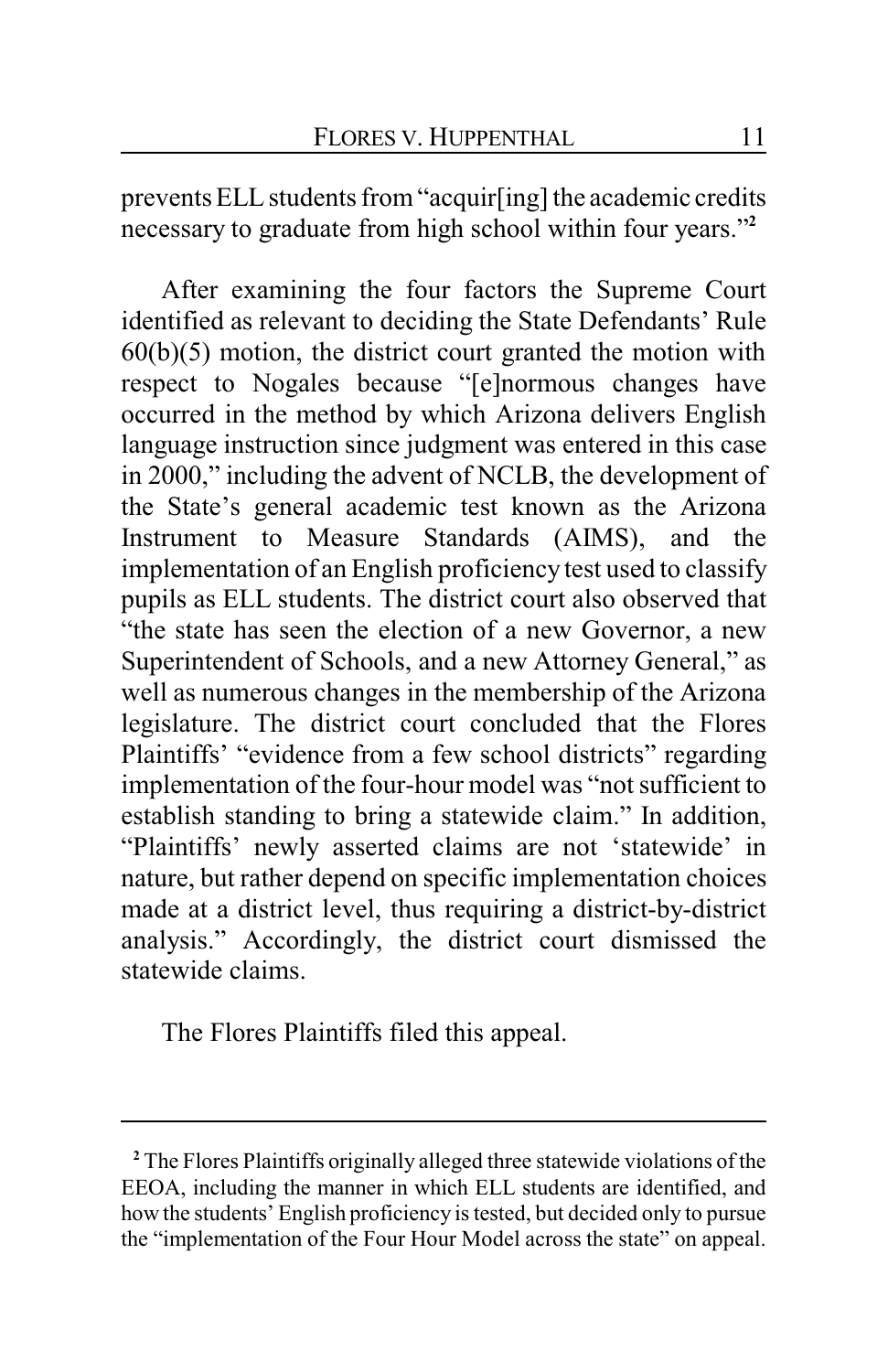prevents ELL students from "acquir[ing] the academic credits necessary to graduate from high school within four years."[2]

After examining the four factors the Supreme Court identified as relevant to deciding the State Defendants' Rule 60(b)(5) motion, the district court granted the motion with respect to Nogales because "[e]normous changes have occurred in the method by which Arizona delivers English language instruction since judgment was entered in this case in 2000," including the advent of NCLB, the development of the State's general academic test known as the Arizona Instrument to Measure Standards (AIMS), and the implementation of an English proficiency test used to classify pupils as ELL students. The district court also observed that "the state has seen the election of a new Governor, a new Superintendent of Schools, and a new Attorney General," as well as numerous changes in the membership of the Arizona legislature. The district court concluded that the Flores Plaintiffs' "evidence from a few school districts" regarding implementation of the four-hour model was "not sufficient to establish standing to bring a statewide claim." In addition, "Plaintiffs' newly asserted claims are not 'statewide' in nature, but rather depend on specific implementation choices made at a district level, thus requiring a district-by-district analysis." Accordingly, the district court dismissed the statewide claims.

The Flores Plaintiffs filed this appeal.

---

[2] The Flores Plaintiffs originally alleged three statewide violations of the EEOA, including the manner in which ELL students are identified, and how the students' English proficiency is tested, but decided only to pursue the "implementation of the Four Hour Model across the state" on appeal.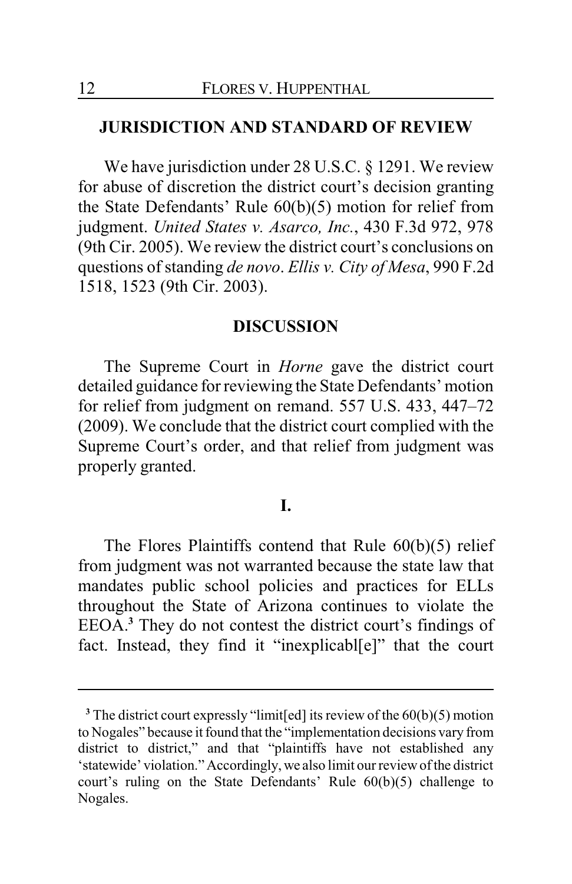## JURISDICTION AND STANDARD OF REVIEW

We have jurisdiction under 28 U.S.C. § 1291. We review for abuse of discretion the district court's decision granting the State Defendants' Rule 60(b)(5) motion for relief from judgment. *United States v. Asarco, Inc.*, 430 F.3d 972, 978 (9th Cir. 2005). We review the district court's conclusions on questions of standing *de novo*. *Ellis v. City of Mesa*, 990 F.2d 1518, 1523 (9th Cir. 2003).

## DISCUSSION

The Supreme Court in *Horne* gave the district court detailed guidance for reviewing the State Defendants' motion for relief from judgment on remand. 557 U.S. 433, 447–72 (2009). We conclude that the district court complied with the Supreme Court's order, and that relief from judgment was properly granted.

### I.

The Flores Plaintiffs contend that Rule 60(b)(5) relief from judgment was not warranted because the state law that mandates public school policies and practices for ELLs throughout the State of Arizona continues to violate the EEOA.[3] They do not contest the district court's findings of fact. Instead, they find it "inexplicabl[e]" that the court

---

[3] The district court expressly "limit[ed] its review of the 60(b)(5) motion to Nogales" because it found that the "implementation decisions vary from district to district," and that "plaintiffs have not established any 'statewide' violation." Accordingly, we also limit our review of the district court's ruling on the State Defendants' Rule 60(b)(5) challenge to Nogales.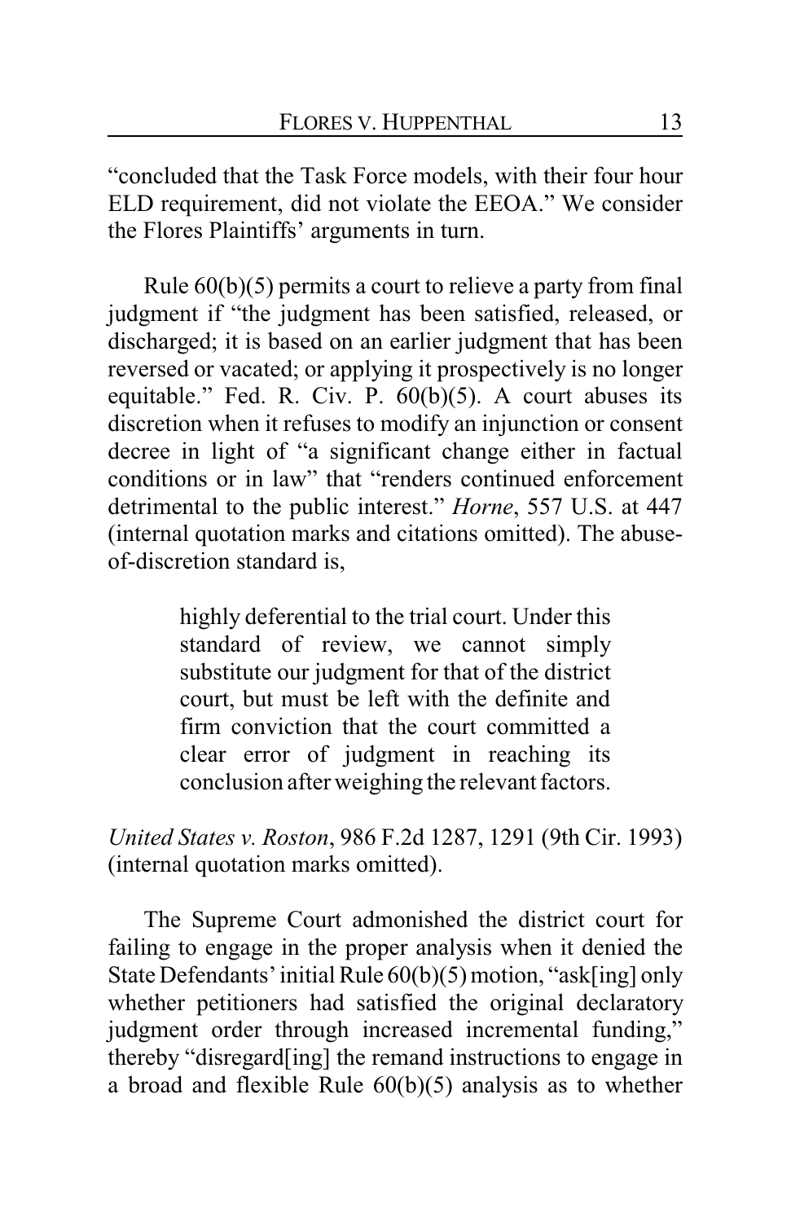"concluded that the Task Force models, with their four hour ELD requirement, did not violate the EEOA." We consider the Flores Plaintiffs' arguments in turn.

Rule 60(b)(5) permits a court to relieve a party from final judgment if "the judgment has been satisfied, released, or discharged; it is based on an earlier judgment that has been reversed or vacated; or applying it prospectively is no longer equitable." Fed. R. Civ. P. 60(b)(5). A court abuses its discretion when it refuses to modify an injunction or consent decree in light of "a significant change either in factual conditions or in law" that "renders continued enforcement detrimental to the public interest." *Horne*, 557 U.S. at 447 (internal quotation marks and citations omitted). The abuse-of-discretion standard is,

> highly deferential to the trial court. Under this standard of review, we cannot simply substitute our judgment for that of the district court, but must be left with the definite and firm conviction that the court committed a clear error of judgment in reaching its conclusion after weighing the relevant factors.

*United States v. Roston*, 986 F.2d 1287, 1291 (9th Cir. 1993) (internal quotation marks omitted).

The Supreme Court admonished the district court for failing to engage in the proper analysis when it denied the State Defendants' initial Rule 60(b)(5) motion, "ask[ing] only whether petitioners had satisfied the original declaratory judgment order through increased incremental funding," thereby "disregard[ing] the remand instructions to engage in a broad and flexible Rule 60(b)(5) analysis as to whether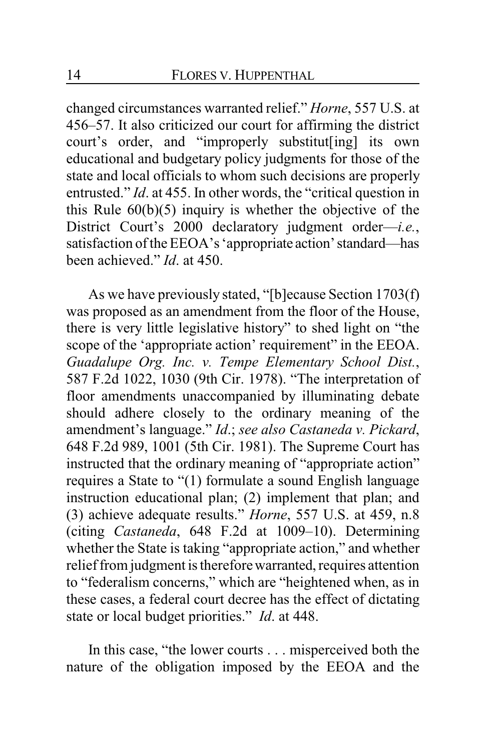changed circumstances warranted relief." *Horne*, 557 U.S. at 456–57. It also criticized our court for affirming the district court's order, and "improperly substitut[ing] its own educational and budgetary policy judgments for those of the state and local officials to whom such decisions are properly entrusted." *Id*. at 455. In other words, the "critical question in this Rule 60(b)(5) inquiry is whether the objective of the District Court's 2000 declaratory judgment order—*i.e.*, satisfaction of the EEOA's 'appropriate action' standard—has been achieved." *Id*. at 450.

As we have previously stated, "[b]ecause Section 1703(f) was proposed as an amendment from the floor of the House, there is very little legislative history" to shed light on "the scope of the 'appropriate action' requirement" in the EEOA. *Guadalupe Org. Inc. v. Tempe Elementary School Dist.*, 587 F.2d 1022, 1030 (9th Cir. 1978). "The interpretation of floor amendments unaccompanied by illuminating debate should adhere closely to the ordinary meaning of the amendment's language." *Id*.; *see also Castaneda v. Pickard*, 648 F.2d 989, 1001 (5th Cir. 1981). The Supreme Court has instructed that the ordinary meaning of "appropriate action" requires a State to "(1) formulate a sound English language instruction educational plan; (2) implement that plan; and (3) achieve adequate results." *Horne*, 557 U.S. at 459, n.8 (citing *Castaneda*, 648 F.2d at 1009–10). Determining whether the State is taking "appropriate action," and whether relief from judgment is therefore warranted, requires attention to "federalism concerns," which are "heightened when, as in these cases, a federal court decree has the effect of dictating state or local budget priorities." *Id*. at 448.

In this case, "the lower courts . . . misperceived both the nature of the obligation imposed by the EEOA and the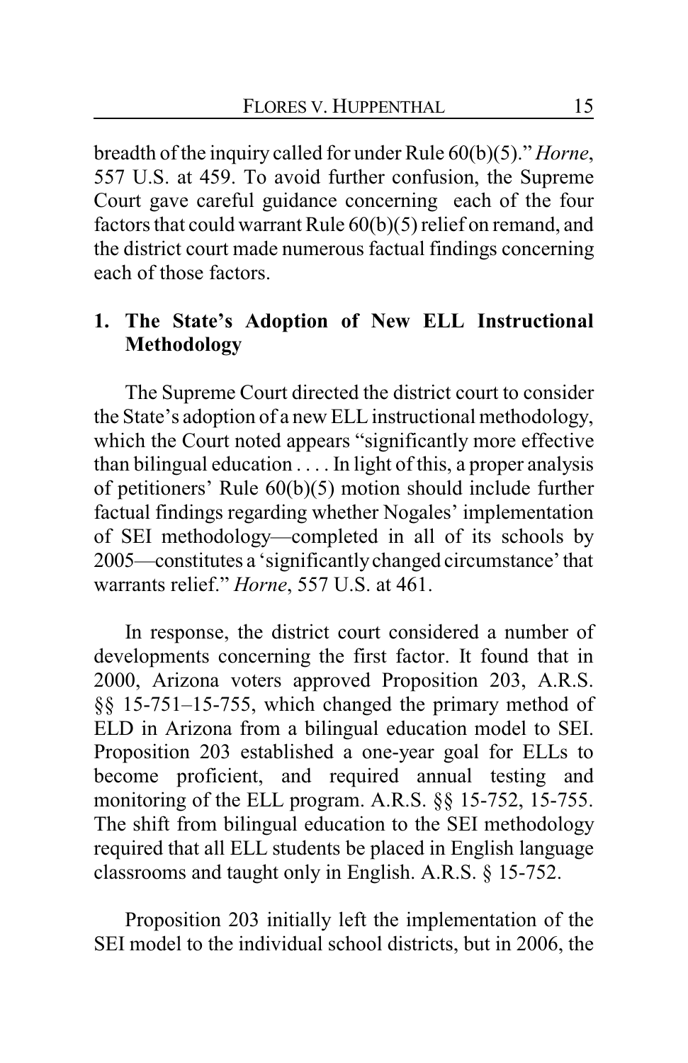breadth of the inquiry called for under Rule 60(b)(5)." *Horne*, 557 U.S. at 459. To avoid further confusion, the Supreme Court gave careful guidance concerning each of the four factors that could warrant Rule 60(b)(5) relief on remand, and the district court made numerous factual findings concerning each of those factors.

### 1. The State's Adoption of New ELL Instructional Methodology

The Supreme Court directed the district court to consider the State's adoption of a new ELL instructional methodology, which the Court noted appears "significantly more effective than bilingual education . . . . In light of this, a proper analysis of petitioners' Rule 60(b)(5) motion should include further factual findings regarding whether Nogales' implementation of SEI methodology—completed in all of its schools by 2005—constitutes a 'significantly changed circumstance' that warrants relief." *Horne*, 557 U.S. at 461.

In response, the district court considered a number of developments concerning the first factor. It found that in 2000, Arizona voters approved Proposition 203, A.R.S. §§ 15-751–15-755, which changed the primary method of ELD in Arizona from a bilingual education model to SEI. Proposition 203 established a one-year goal for ELLs to become proficient, and required annual testing and monitoring of the ELL program. A.R.S. §§ 15-752, 15-755. The shift from bilingual education to the SEI methodology required that all ELL students be placed in English language classrooms and taught only in English. A.R.S. § 15-752.

Proposition 203 initially left the implementation of the SEI model to the individual school districts, but in 2006, the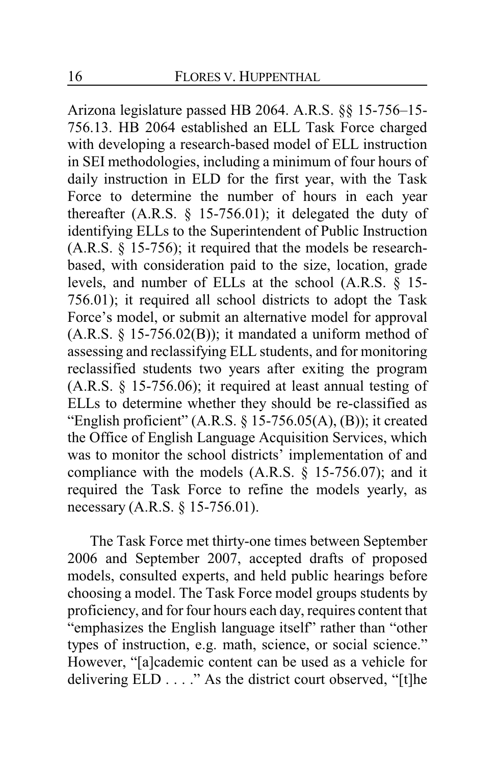Arizona legislature passed HB 2064. A.R.S. §§ 15-756–15-756.13. HB 2064 established an ELL Task Force charged with developing a research-based model of ELL instruction in SEI methodologies, including a minimum of four hours of daily instruction in ELD for the first year, with the Task Force to determine the number of hours in each year thereafter (A.R.S. § 15-756.01); it delegated the duty of identifying ELLs to the Superintendent of Public Instruction (A.R.S. § 15-756); it required that the models be research-based, with consideration paid to the size, location, grade levels, and number of ELLs at the school (A.R.S. § 15-756.01); it required all school districts to adopt the Task Force's model, or submit an alternative model for approval (A.R.S. § 15-756.02(B)); it mandated a uniform method of assessing and reclassifying ELL students, and for monitoring reclassified students two years after exiting the program (A.R.S. § 15-756.06); it required at least annual testing of ELLs to determine whether they should be re-classified as "English proficient" (A.R.S. § 15-756.05(A), (B)); it created the Office of English Language Acquisition Services, which was to monitor the school districts' implementation of and compliance with the models (A.R.S. § 15-756.07); and it required the Task Force to refine the models yearly, as necessary (A.R.S. § 15-756.01).

The Task Force met thirty-one times between September 2006 and September 2007, accepted drafts of proposed models, consulted experts, and held public hearings before choosing a model. The Task Force model groups students by proficiency, and for four hours each day, requires content that "emphasizes the English language itself" rather than "other types of instruction, e.g. math, science, or social science." However, "[a]cademic content can be used as a vehicle for delivering ELD . . . ." As the district court observed, "[t]he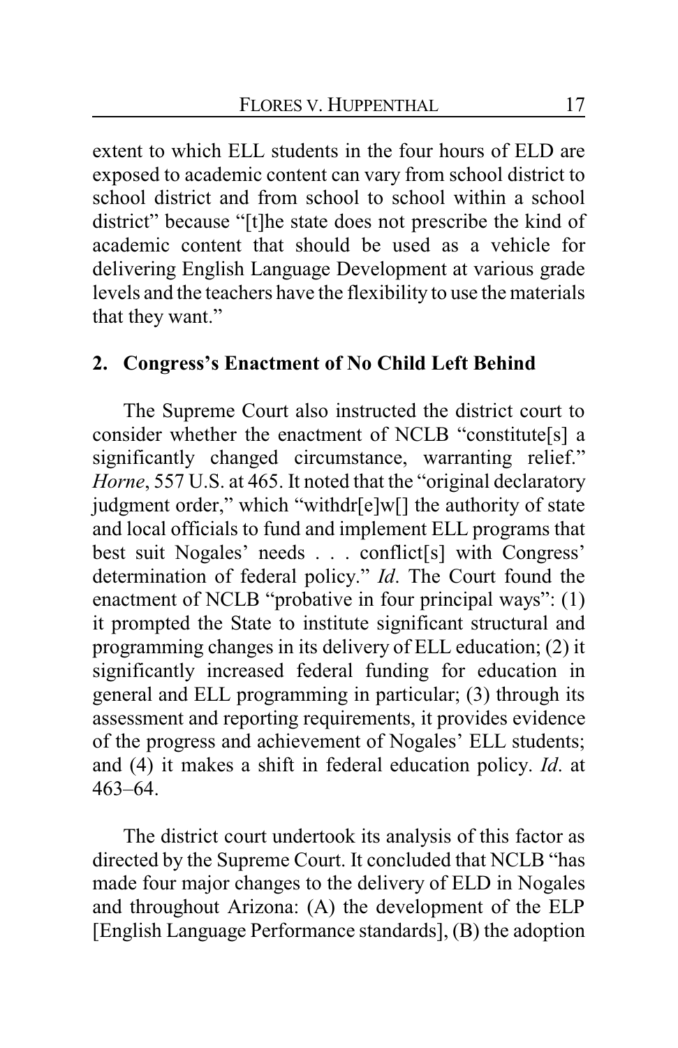extent to which ELL students in the four hours of ELD are exposed to academic content can vary from school district to school district and from school to school within a school district" because "[t]he state does not prescribe the kind of academic content that should be used as a vehicle for delivering English Language Development at various grade levels and the teachers have the flexibility to use the materials that they want."

### 2. Congress's Enactment of No Child Left Behind

The Supreme Court also instructed the district court to consider whether the enactment of NCLB "constitute[s] a significantly changed circumstance, warranting relief." *Horne*, 557 U.S. at 465. It noted that the "original declaratory judgment order," which "withdr[e]w[] the authority of state and local officials to fund and implement ELL programs that best suit Nogales' needs . . . conflict[s] with Congress' determination of federal policy." *Id*. The Court found the enactment of NCLB "probative in four principal ways": (1) it prompted the State to institute significant structural and programming changes in its delivery of ELL education; (2) it significantly increased federal funding for education in general and ELL programming in particular; (3) through its assessment and reporting requirements, it provides evidence of the progress and achievement of Nogales' ELL students; and (4) it makes a shift in federal education policy. *Id*. at 463–64.

The district court undertook its analysis of this factor as directed by the Supreme Court. It concluded that NCLB "has made four major changes to the delivery of ELD in Nogales and throughout Arizona: (A) the development of the ELP [English Language Performance standards], (B) the adoption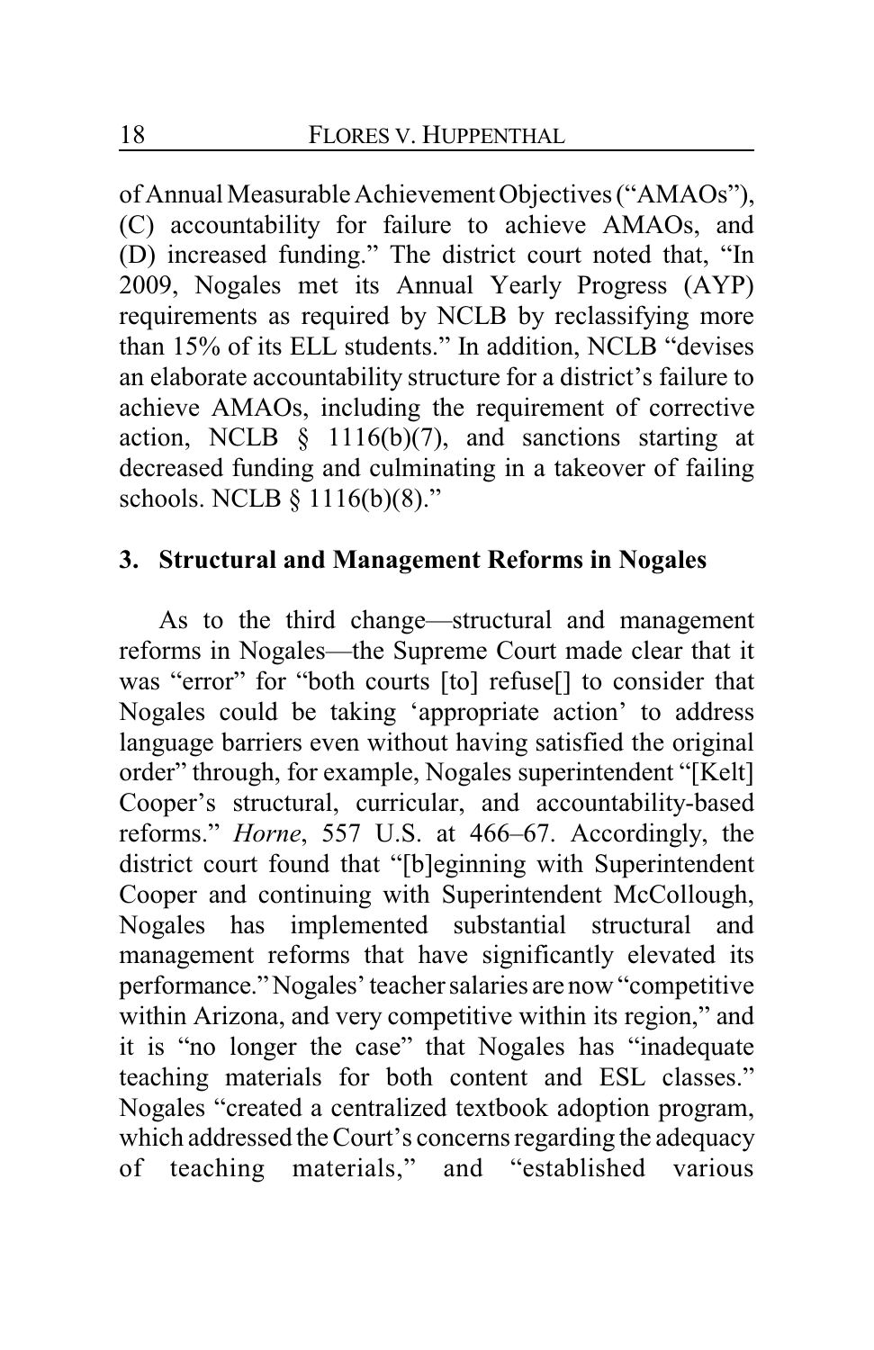of Annual Measurable Achievement Objectives ("AMAOs"), (C) accountability for failure to achieve AMAOs, and (D) increased funding." The district court noted that, "In 2009, Nogales met its Annual Yearly Progress (AYP) requirements as required by NCLB by reclassifying more than 15% of its ELL students." In addition, NCLB "devises an elaborate accountability structure for a district's failure to achieve AMAOs, including the requirement of corrective action, NCLB § 1116(b)(7), and sanctions starting at decreased funding and culminating in a takeover of failing schools. NCLB § 1116(b)(8)."

### 3. Structural and Management Reforms in Nogales

As to the third change—structural and management reforms in Nogales—the Supreme Court made clear that it was "error" for "both courts [to] refuse[] to consider that Nogales could be taking 'appropriate action' to address language barriers even without having satisfied the original order" through, for example, Nogales superintendent "[Kelt] Cooper's structural, curricular, and accountability-based reforms." *Horne*, 557 U.S. at 466–67. Accordingly, the district court found that "[b]eginning with Superintendent Cooper and continuing with Superintendent McCollough, Nogales has implemented substantial structural and management reforms that have significantly elevated its performance." Nogales' teacher salaries are now "competitive within Arizona, and very competitive within its region," and it is "no longer the case" that Nogales has "inadequate teaching materials for both content and ESL classes." Nogales "created a centralized textbook adoption program, which addressed the Court's concerns regarding the adequacy of teaching materials," and "established various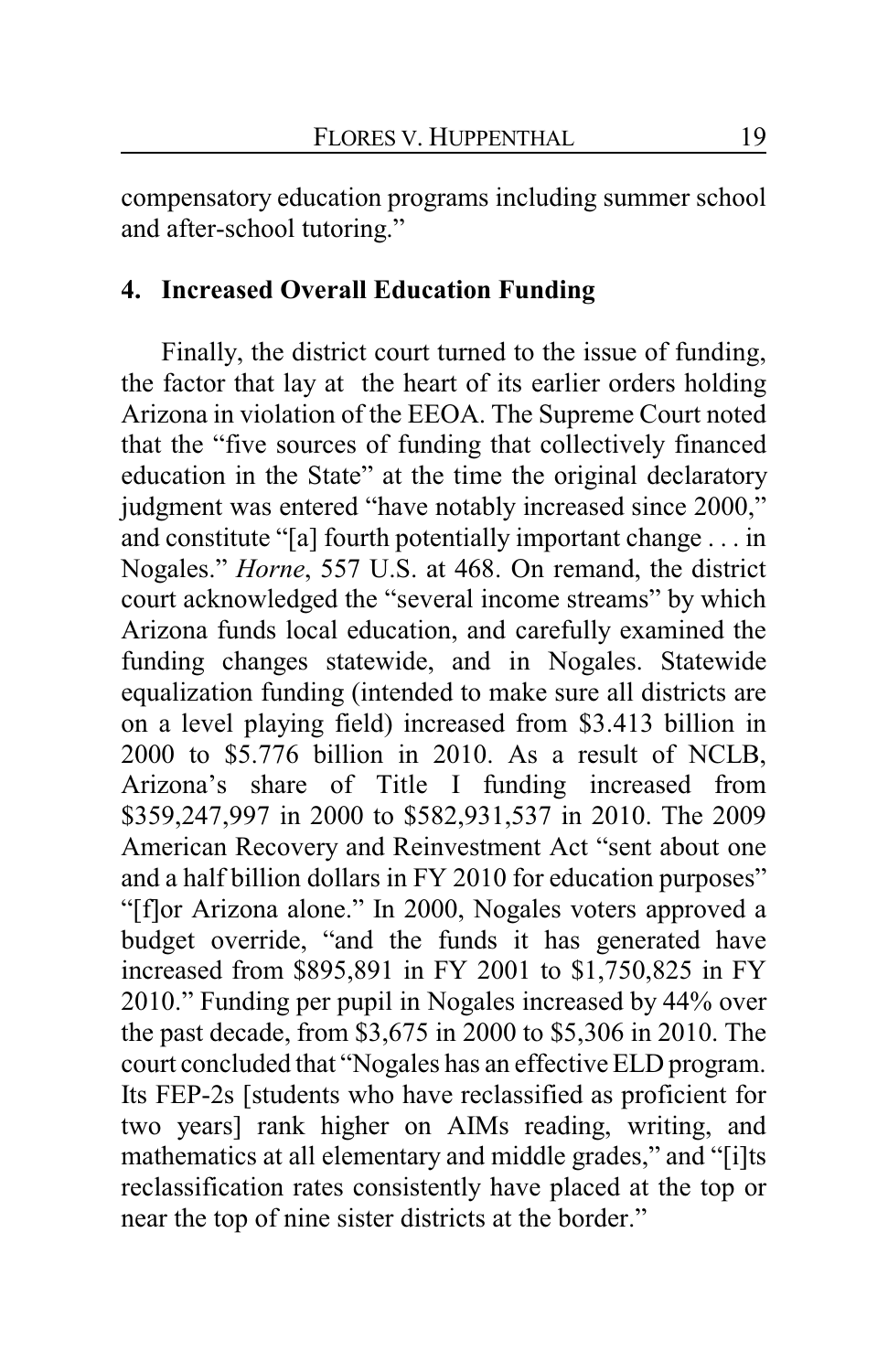compensatory education programs including summer school and after-school tutoring."

### 4. Increased Overall Education Funding

Finally, the district court turned to the issue of funding, the factor that lay at the heart of its earlier orders holding Arizona in violation of the EEOA. The Supreme Court noted that the "five sources of funding that collectively financed education in the State" at the time the original declaratory judgment was entered "have notably increased since 2000," and constitute "[a] fourth potentially important change . . . in Nogales." *Horne*, 557 U.S. at 468. On remand, the district court acknowledged the "several income streams" by which Arizona funds local education, and carefully examined the funding changes statewide, and in Nogales. Statewide equalization funding (intended to make sure all districts are on a level playing field) increased from $3.413 billion in 2000 to $5.776 billion in 2010. As a result of NCLB, Arizona's share of Title I funding increased from $359,247,997 in 2000 to $582,931,537 in 2010. The 2009 American Recovery and Reinvestment Act "sent about one and a half billion dollars in FY 2010 for education purposes" "[f]or Arizona alone." In 2000, Nogales voters approved a budget override, "and the funds it has generated have increased from $895,891 in FY 2001 to $1,750,825 in FY 2010." Funding per pupil in Nogales increased by 44% over the past decade, from $3,675 in 2000 to $5,306 in 2010. The court concluded that "Nogales has an effective ELD program. Its FEP-2s [students who have reclassified as proficient for two years] rank higher on AIMs reading, writing, and mathematics at all elementary and middle grades," and "[i]ts reclassification rates consistently have placed at the top or near the top of nine sister districts at the border."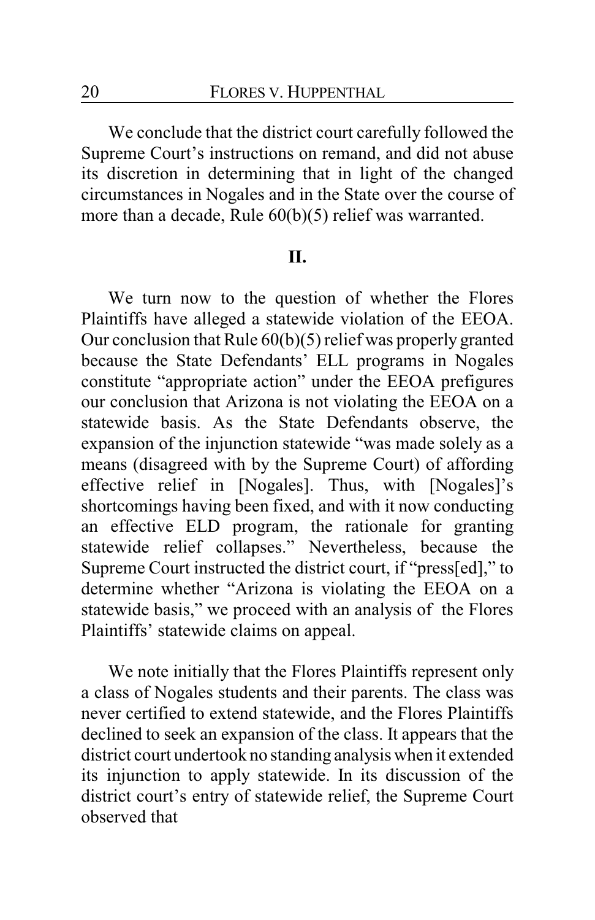We conclude that the district court carefully followed the Supreme Court's instructions on remand, and did not abuse its discretion in determining that in light of the changed circumstances in Nogales and in the State over the course of more than a decade, Rule 60(b)(5) relief was warranted.

## II.

We turn now to the question of whether the Flores Plaintiffs have alleged a statewide violation of the EEOA. Our conclusion that Rule 60(b)(5) relief was properly granted because the State Defendants' ELL programs in Nogales constitute "appropriate action" under the EEOA prefigures our conclusion that Arizona is not violating the EEOA on a statewide basis. As the State Defendants observe, the expansion of the injunction statewide "was made solely as a means (disagreed with by the Supreme Court) of affording effective relief in [Nogales]. Thus, with [Nogales]'s shortcomings having been fixed, and with it now conducting an effective ELD program, the rationale for granting statewide relief collapses." Nevertheless, because the Supreme Court instructed the district court, if "press[ed]," to determine whether "Arizona is violating the EEOA on a statewide basis," we proceed with an analysis of the Flores Plaintiffs' statewide claims on appeal.

We note initially that the Flores Plaintiffs represent only a class of Nogales students and their parents. The class was never certified to extend statewide, and the Flores Plaintiffs declined to seek an expansion of the class. It appears that the district court undertook no standing analysis when it extended its injunction to apply statewide. In its discussion of the district court's entry of statewide relief, the Supreme Court observed that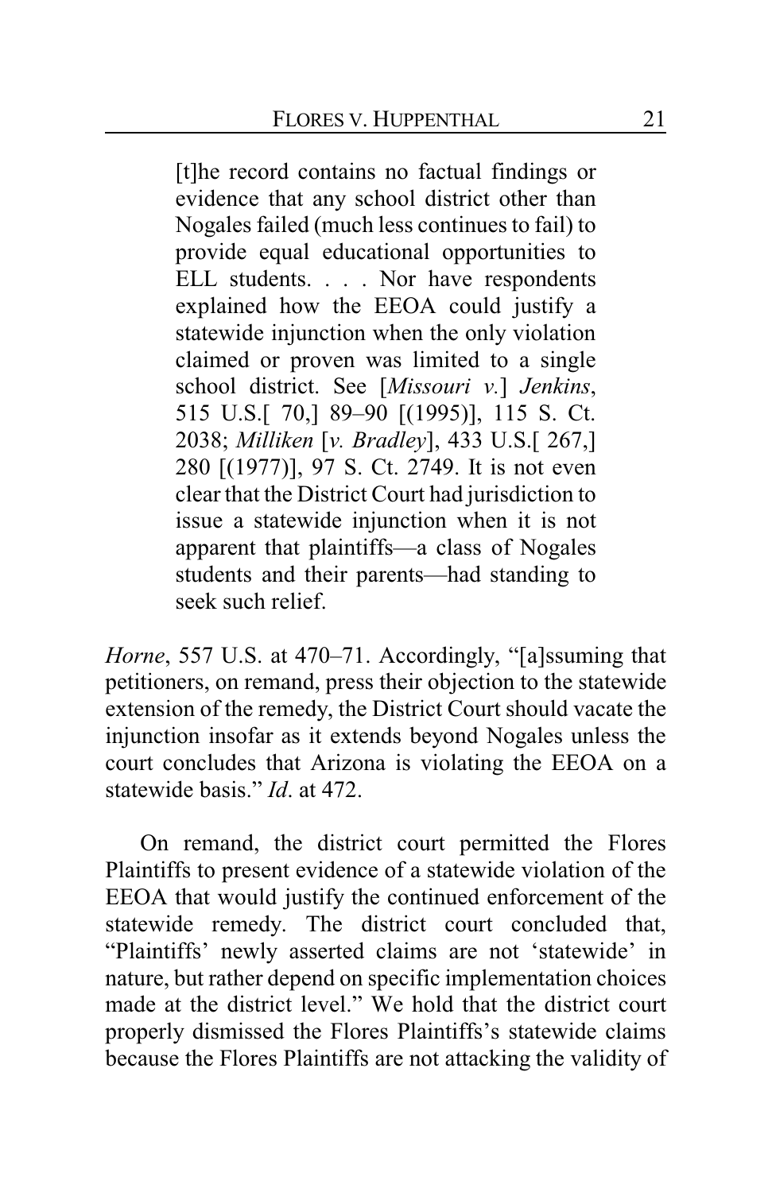> [t]he record contains no factual findings or evidence that any school district other than Nogales failed (much less continues to fail) to provide equal educational opportunities to ELL students. . . . Nor have respondents explained how the EEOA could justify a statewide injunction when the only violation claimed or proven was limited to a single school district. See [*Missouri v.*] *Jenkins*, 515 U.S.[ 70,] 89–90 [(1995)], 115 S. Ct. 2038; *Milliken* [*v. Bradley*], 433 U.S.[ 267,] 280 [(1977)], 97 S. Ct. 2749. It is not even clear that the District Court had jurisdiction to issue a statewide injunction when it is not apparent that plaintiffs—a class of Nogales students and their parents—had standing to seek such relief.

*Horne*, 557 U.S. at 470–71. Accordingly, "[a]ssuming that petitioners, on remand, press their objection to the statewide extension of the remedy, the District Court should vacate the injunction insofar as it extends beyond Nogales unless the court concludes that Arizona is violating the EEOA on a statewide basis." *Id*. at 472.

On remand, the district court permitted the Flores Plaintiffs to present evidence of a statewide violation of the EEOA that would justify the continued enforcement of the statewide remedy. The district court concluded that, "Plaintiffs' newly asserted claims are not 'statewide' in nature, but rather depend on specific implementation choices made at the district level." We hold that the district court properly dismissed the Flores Plaintiffs's statewide claims because the Flores Plaintiffs are not attacking the validity of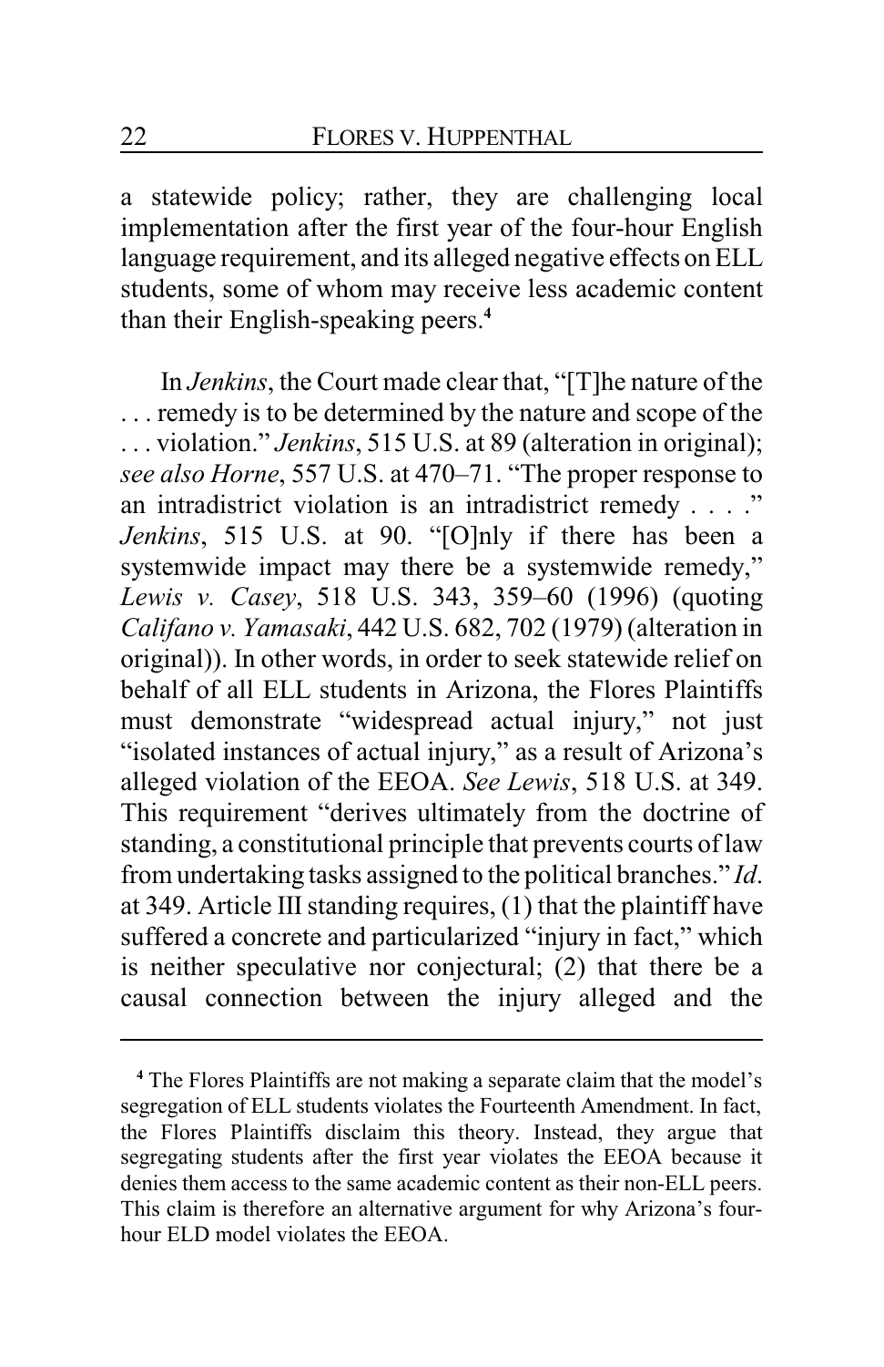a statewide policy; rather, they are challenging local implementation after the first year of the four-hour English language requirement, and its alleged negative effects on ELL students, some of whom may receive less academic content than their English-speaking peers.[4]

In *Jenkins*, the Court made clear that, "[T]he nature of the . . . remedy is to be determined by the nature and scope of the . . . violation." *Jenkins*, 515 U.S. at 89 (alteration in original); *see also Horne*, 557 U.S. at 470–71. "The proper response to an intradistrict violation is an intradistrict remedy . . . ." *Jenkins*, 515 U.S. at 90. "[O]nly if there has been a systemwide impact may there be a systemwide remedy," *Lewis v. Casey*, 518 U.S. 343, 359–60 (1996) (quoting *Califano v. Yamasaki*, 442 U.S. 682, 702 (1979) (alteration in original)). In other words, in order to seek statewide relief on behalf of all ELL students in Arizona, the Flores Plaintiffs must demonstrate "widespread actual injury," not just "isolated instances of actual injury," as a result of Arizona's alleged violation of the EEOA. *See Lewis*, 518 U.S. at 349. This requirement "derives ultimately from the doctrine of standing, a constitutional principle that prevents courts of law from undertaking tasks assigned to the political branches." *Id.* at 349. Article III standing requires, (1) that the plaintiff have suffered a concrete and particularized "injury in fact," which is neither speculative nor conjectural; (2) that there be a causal connection between the injury alleged and the

---

[4] The Flores Plaintiffs are not making a separate claim that the model's segregation of ELL students violates the Fourteenth Amendment. In fact, the Flores Plaintiffs disclaim this theory. Instead, they argue that segregating students after the first year violates the EEOA because it denies them access to the same academic content as their non-ELL peers. This claim is therefore an alternative argument for why Arizona's four-hour ELD model violates the EEOA.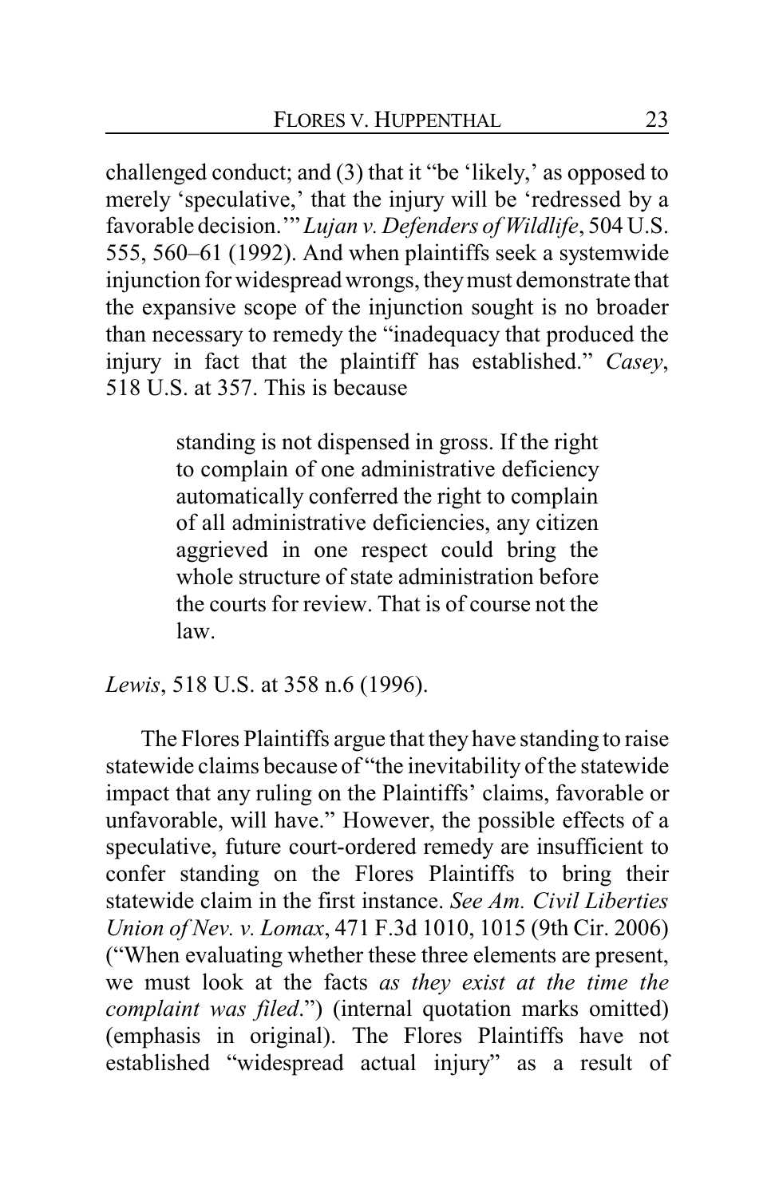challenged conduct; and (3) that it "be 'likely,' as opposed to merely 'speculative,' that the injury will be 'redressed by a favorable decision.'" *Lujan v. Defenders of Wildlife*, 504 U.S. 555, 560–61 (1992). And when plaintiffs seek a systemwide injunction for widespread wrongs, they must demonstrate that the expansive scope of the injunction sought is no broader than necessary to remedy the "inadequacy that produced the injury in fact that the plaintiff has established." *Casey*, 518 U.S. at 357. This is because

> standing is not dispensed in gross. If the right to complain of one administrative deficiency automatically conferred the right to complain of all administrative deficiencies, any citizen aggrieved in one respect could bring the whole structure of state administration before the courts for review. That is of course not the law.

*Lewis*, 518 U.S. at 358 n.6 (1996).

The Flores Plaintiffs argue that they have standing to raise statewide claims because of "the inevitability of the statewide impact that any ruling on the Plaintiffs' claims, favorable or unfavorable, will have." However, the possible effects of a speculative, future court-ordered remedy are insufficient to confer standing on the Flores Plaintiffs to bring their statewide claim in the first instance. *See Am. Civil Liberties Union of Nev. v. Lomax*, 471 F.3d 1010, 1015 (9th Cir. 2006) ("When evaluating whether these three elements are present, we must look at the facts *as they exist at the time the complaint was filed*.") (internal quotation marks omitted) (emphasis in original). The Flores Plaintiffs have not established "widespread actual injury" as a result of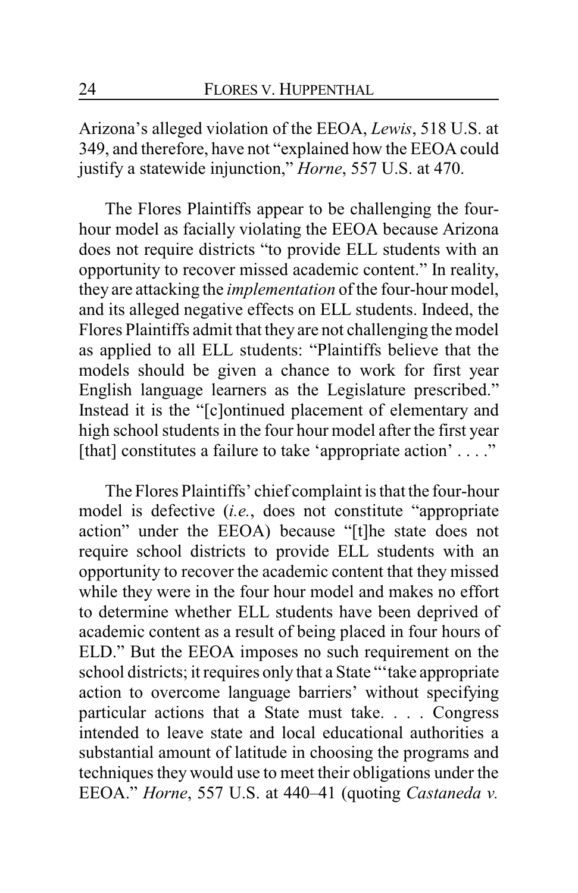Arizona's alleged violation of the EEOA, *Lewis*, 518 U.S. at 349, and therefore, have not "explained how the EEOA could justify a statewide injunction," *Horne*, 557 U.S. at 470.

The Flores Plaintiffs appear to be challenging the four-hour model as facially violating the EEOA because Arizona does not require districts "to provide ELL students with an opportunity to recover missed academic content." In reality, they are attacking the *implementation* of the four-hour model, and its alleged negative effects on ELL students. Indeed, the Flores Plaintiffs admit that they are not challenging the model as applied to all ELL students: "Plaintiffs believe that the models should be given a chance to work for first year English language learners as the Legislature prescribed." Instead it is the "[c]ontinued placement of elementary and high school students in the four hour model after the first year [that] constitutes a failure to take 'appropriate action' . . . ."

The Flores Plaintiffs' chief complaint is that the four-hour model is defective (*i.e.*, does not constitute "appropriate action" under the EEOA) because "[t]he state does not require school districts to provide ELL students with an opportunity to recover the academic content that they missed while they were in the four hour model and makes no effort to determine whether ELL students have been deprived of academic content as a result of being placed in four hours of ELD." But the EEOA imposes no such requirement on the school districts; it requires only that a State "'take appropriate action to overcome language barriers' without specifying particular actions that a State must take. . . . Congress intended to leave state and local educational authorities a substantial amount of latitude in choosing the programs and techniques they would use to meet their obligations under the EEOA." *Horne*, 557 U.S. at 440–41 (quoting *Castaneda v.*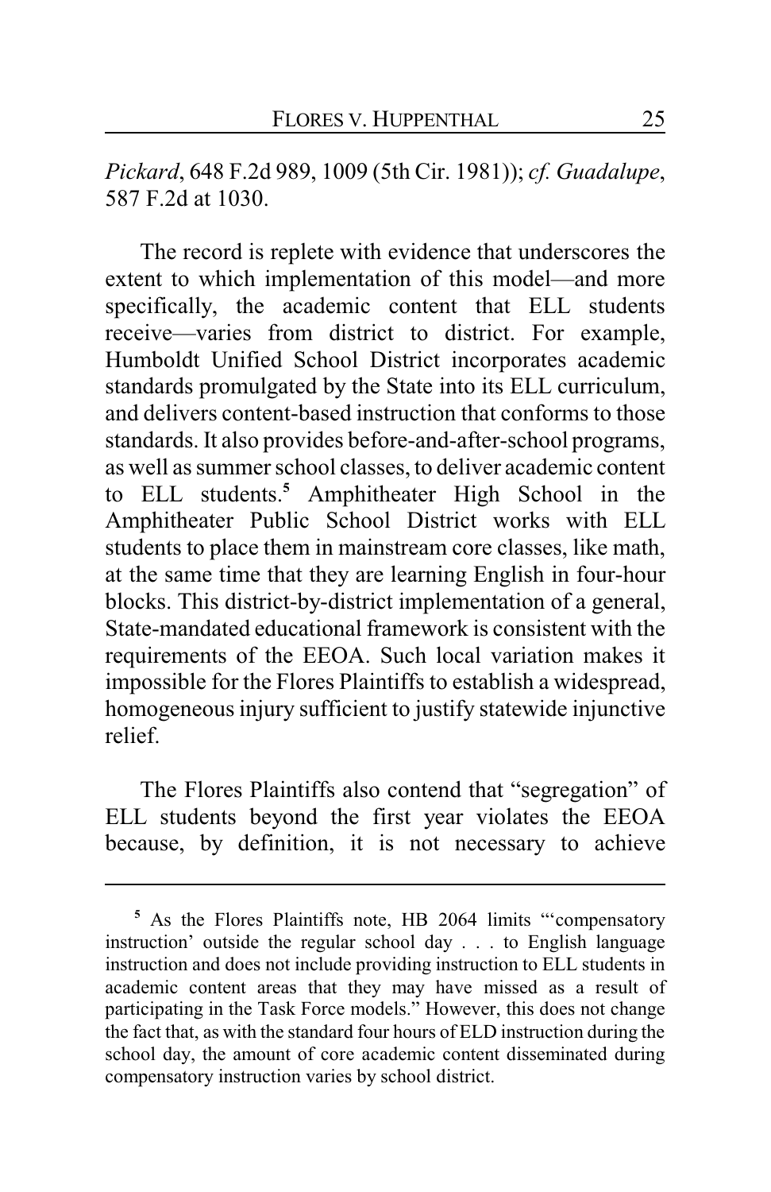*Pickard*, 648 F.2d 989, 1009 (5th Cir. 1981)); *cf. Guadalupe*, 587 F.2d at 1030.

The record is replete with evidence that underscores the extent to which implementation of this model—and more specifically, the academic content that ELL students receive—varies from district to district. For example, Humboldt Unified School District incorporates academic standards promulgated by the State into its ELL curriculum, and delivers content-based instruction that conforms to those standards. It also provides before-and-after-school programs, as well as summer school classes, to deliver academic content to ELL students.[5] Amphitheater High School in the Amphitheater Public School District works with ELL students to place them in mainstream core classes, like math, at the same time that they are learning English in four-hour blocks. This district-by-district implementation of a general, State-mandated educational framework is consistent with the requirements of the EEOA. Such local variation makes it impossible for the Flores Plaintiffs to establish a widespread, homogeneous injury sufficient to justify statewide injunctive relief.

The Flores Plaintiffs also contend that "segregation" of ELL students beyond the first year violates the EEOA because, by definition, it is not necessary to achieve

---

[5] As the Flores Plaintiffs note, HB 2064 limits "'compensatory instruction' outside the regular school day . . . to English language instruction and does not include providing instruction to ELL students in academic content areas that they may have missed as a result of participating in the Task Force models." However, this does not change the fact that, as with the standard four hours of ELD instruction during the school day, the amount of core academic content disseminated during compensatory instruction varies by school district.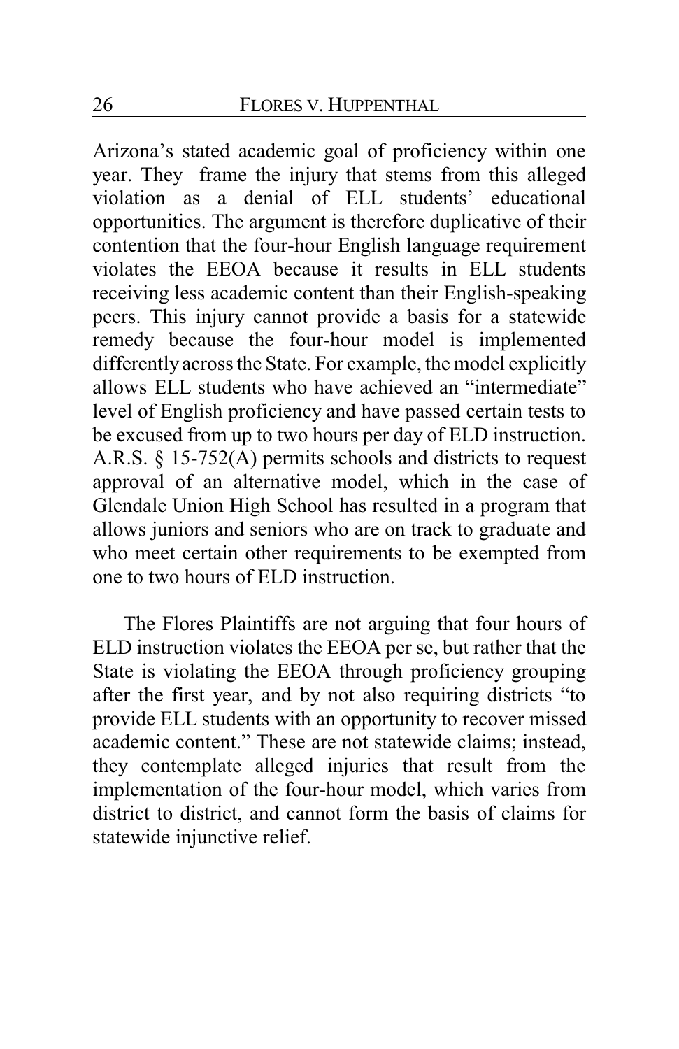Arizona's stated academic goal of proficiency within one year. They frame the injury that stems from this alleged violation as a denial of ELL students' educational opportunities. The argument is therefore duplicative of their contention that the four-hour English language requirement violates the EEOA because it results in ELL students receiving less academic content than their English-speaking peers. This injury cannot provide a basis for a statewide remedy because the four-hour model is implemented differently across the State. For example, the model explicitly allows ELL students who have achieved an "intermediate" level of English proficiency and have passed certain tests to be excused from up to two hours per day of ELD instruction. A.R.S. § 15-752(A) permits schools and districts to request approval of an alternative model, which in the case of Glendale Union High School has resulted in a program that allows juniors and seniors who are on track to graduate and who meet certain other requirements to be exempted from one to two hours of ELD instruction.

The Flores Plaintiffs are not arguing that four hours of ELD instruction violates the EEOA per se, but rather that the State is violating the EEOA through proficiency grouping after the first year, and by not also requiring districts "to provide ELL students with an opportunity to recover missed academic content." These are not statewide claims; instead, they contemplate alleged injuries that result from the implementation of the four-hour model, which varies from district to district, and cannot form the basis of claims for statewide injunctive relief.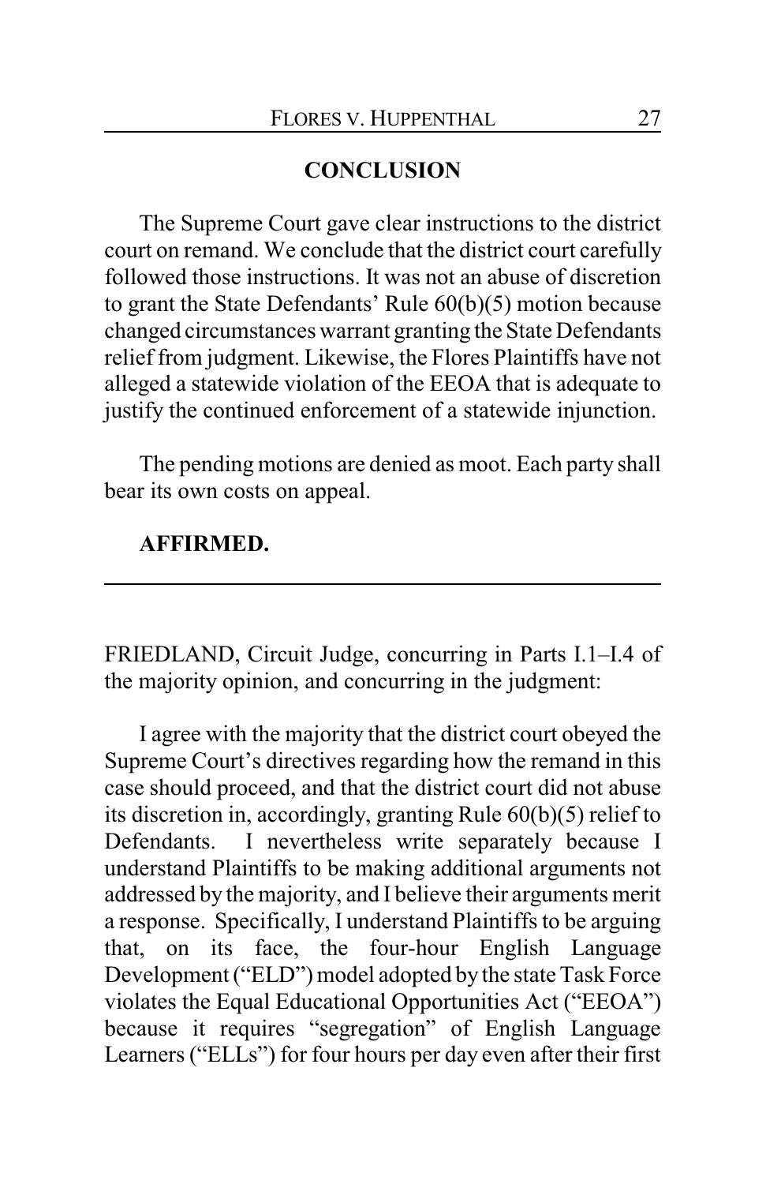## CONCLUSION

The Supreme Court gave clear instructions to the district court on remand. We conclude that the district court carefully followed those instructions. It was not an abuse of discretion to grant the State Defendants' Rule 60(b)(5) motion because changed circumstances warrant granting the State Defendants relief from judgment. Likewise, the Flores Plaintiffs have not alleged a statewide violation of the EEOA that is adequate to justify the continued enforcement of a statewide injunction.

The pending motions are denied as moot. Each party shall bear its own costs on appeal.

**AFFIRMED.**

---

FRIEDLAND, Circuit Judge, concurring in Parts I.1–I.4 of the majority opinion, and concurring in the judgment:

I agree with the majority that the district court obeyed the Supreme Court's directives regarding how the remand in this case should proceed, and that the district court did not abuse its discretion in, accordingly, granting Rule 60(b)(5) relief to Defendants. I nevertheless write separately because I understand Plaintiffs to be making additional arguments not addressed by the majority, and I believe their arguments merit a response. Specifically, I understand Plaintiffs to be arguing that, on its face, the four-hour English Language Development ("ELD") model adopted by the state Task Force violates the Equal Educational Opportunities Act ("EEOA") because it requires "segregation" of English Language Learners ("ELLs") for four hours per day even after their first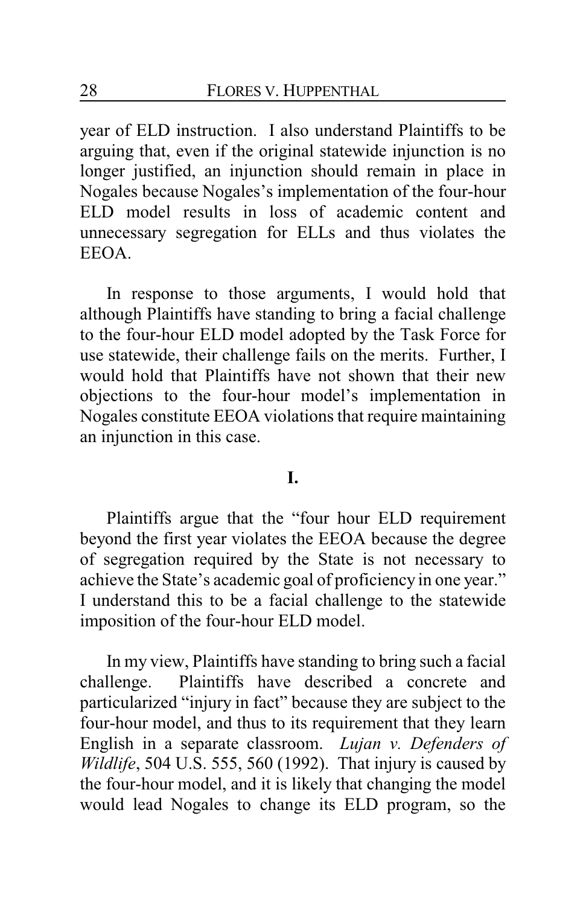year of ELD instruction. I also understand Plaintiffs to be arguing that, even if the original statewide injunction is no longer justified, an injunction should remain in place in Nogales because Nogales's implementation of the four-hour ELD model results in loss of academic content and unnecessary segregation for ELLs and thus violates the EEOA.

In response to those arguments, I would hold that although Plaintiffs have standing to bring a facial challenge to the four-hour ELD model adopted by the Task Force for use statewide, their challenge fails on the merits. Further, I would hold that Plaintiffs have not shown that their new objections to the four-hour model's implementation in Nogales constitute EEOA violations that require maintaining an injunction in this case.

**I.**

Plaintiffs argue that the "four hour ELD requirement beyond the first year violates the EEOA because the degree of segregation required by the State is not necessary to achieve the State's academic goal of proficiency in one year." I understand this to be a facial challenge to the statewide imposition of the four-hour ELD model.

In my view, Plaintiffs have standing to bring such a facial challenge. Plaintiffs have described a concrete and particularized "injury in fact" because they are subject to the four-hour model, and thus to its requirement that they learn English in a separate classroom. *Lujan v. Defenders of Wildlife*, 504 U.S. 555, 560 (1992). That injury is caused by the four-hour model, and it is likely that changing the model would lead Nogales to change its ELD program, so the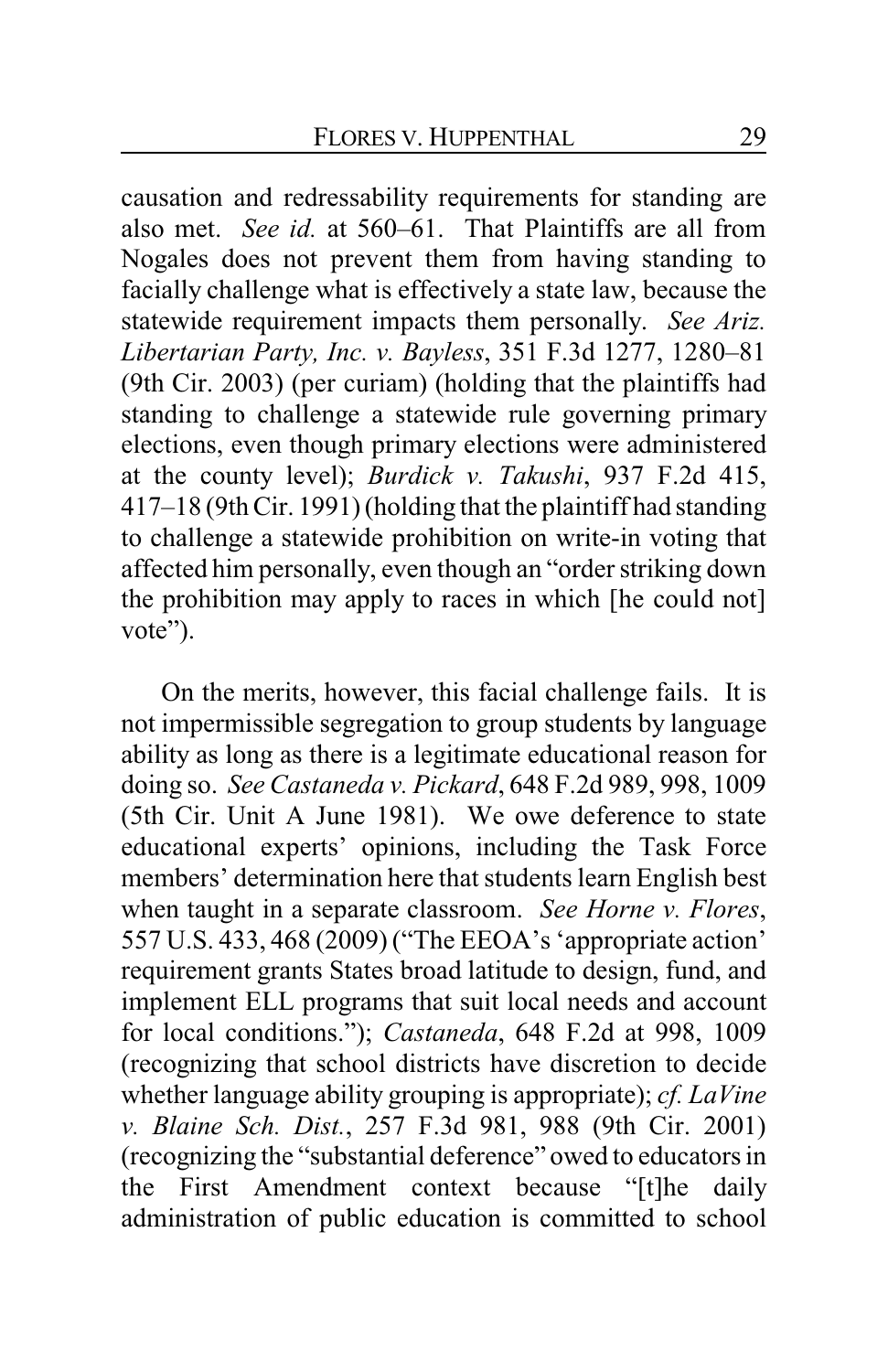causation and redressability requirements for standing are also met. *See id.* at 560–61. That Plaintiffs are all from Nogales does not prevent them from having standing to facially challenge what is effectively a state law, because the statewide requirement impacts them personally. *See Ariz. Libertarian Party, Inc. v. Bayless*, 351 F.3d 1277, 1280–81 (9th Cir. 2003) (per curiam) (holding that the plaintiffs had standing to challenge a statewide rule governing primary elections, even though primary elections were administered at the county level); *Burdick v. Takushi*, 937 F.2d 415, 417–18 (9th Cir. 1991) (holding that the plaintiff had standing to challenge a statewide prohibition on write-in voting that affected him personally, even though an "order striking down the prohibition may apply to races in which [he could not] vote").

On the merits, however, this facial challenge fails. It is not impermissible segregation to group students by language ability as long as there is a legitimate educational reason for doing so. *See Castaneda v. Pickard*, 648 F.2d 989, 998, 1009 (5th Cir. Unit A June 1981). We owe deference to state educational experts' opinions, including the Task Force members' determination here that students learn English best when taught in a separate classroom. *See Horne v. Flores*, 557 U.S. 433, 468 (2009) ("The EEOA's 'appropriate action' requirement grants States broad latitude to design, fund, and implement ELL programs that suit local needs and account for local conditions."); *Castaneda*, 648 F.2d at 998, 1009 (recognizing that school districts have discretion to decide whether language ability grouping is appropriate); *cf. LaVine v. Blaine Sch. Dist.*, 257 F.3d 981, 988 (9th Cir. 2001) (recognizing the "substantial deference" owed to educators in the First Amendment context because "[t]he daily administration of public education is committed to school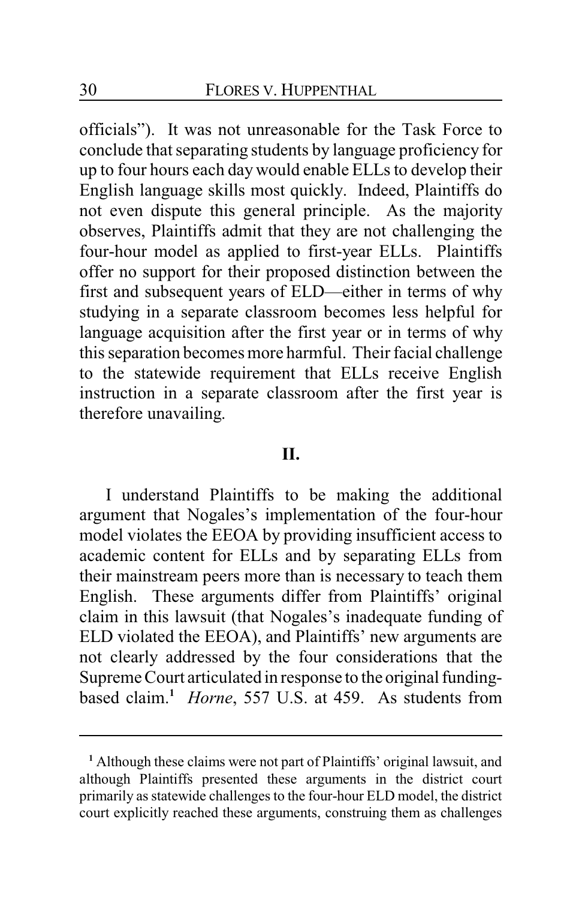officials"). It was not unreasonable for the Task Force to conclude that separating students by language proficiency for up to four hours each day would enable ELLs to develop their English language skills most quickly. Indeed, Plaintiffs do not even dispute this general principle. As the majority observes, Plaintiffs admit that they are not challenging the four-hour model as applied to first-year ELLs. Plaintiffs offer no support for their proposed distinction between the first and subsequent years of ELD—either in terms of why studying in a separate classroom becomes less helpful for language acquisition after the first year or in terms of why this separation becomes more harmful. Their facial challenge to the statewide requirement that ELLs receive English instruction in a separate classroom after the first year is therefore unavailing.

## II.

I understand Plaintiffs to be making the additional argument that Nogales's implementation of the four-hour model violates the EEOA by providing insufficient access to academic content for ELLs and by separating ELLs from their mainstream peers more than is necessary to teach them English. These arguments differ from Plaintiffs' original claim in this lawsuit (that Nogales's inadequate funding of ELD violated the EEOA), and Plaintiffs' new arguments are not clearly addressed by the four considerations that the Supreme Court articulated in response to the original funding-based claim.[1] *Horne*, 557 U.S. at 459. As students from

[1] Although these claims were not part of Plaintiffs' original lawsuit, and although Plaintiffs presented these arguments in the district court primarily as statewide challenges to the four-hour ELD model, the district court explicitly reached these arguments, construing them as challenges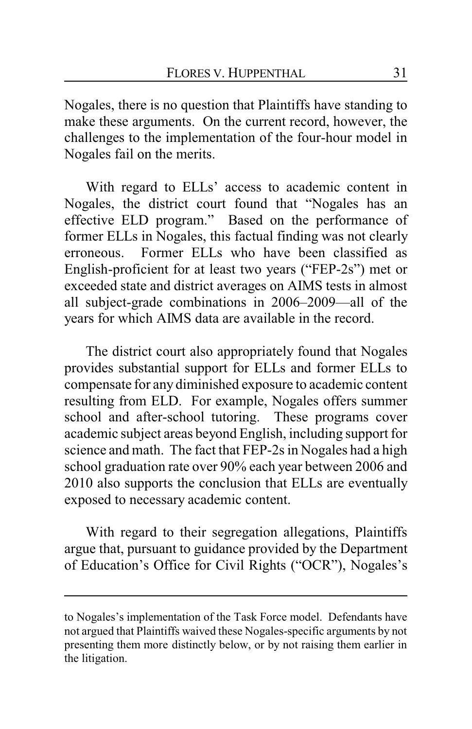Nogales, there is no question that Plaintiffs have standing to make these arguments. On the current record, however, the challenges to the implementation of the four-hour model in Nogales fail on the merits.

With regard to ELLs' access to academic content in Nogales, the district court found that "Nogales has an effective ELD program." Based on the performance of former ELLs in Nogales, this factual finding was not clearly erroneous. Former ELLs who have been classified as English-proficient for at least two years ("FEP-2s") met or exceeded state and district averages on AIMS tests in almost all subject-grade combinations in 2006–2009—all of the years for which AIMS data are available in the record.

The district court also appropriately found that Nogales provides substantial support for ELLs and former ELLs to compensate for any diminished exposure to academic content resulting from ELD. For example, Nogales offers summer school and after-school tutoring. These programs cover academic subject areas beyond English, including support for science and math. The fact that FEP-2s in Nogales had a high school graduation rate over 90% each year between 2006 and 2010 also supports the conclusion that ELLs are eventually exposed to necessary academic content.

With regard to their segregation allegations, Plaintiffs argue that, pursuant to guidance provided by the Department of Education's Office for Civil Rights ("OCR"), Nogales's

---

to Nogales's implementation of the Task Force model. Defendants have not argued that Plaintiffs waived these Nogales-specific arguments by not presenting them more distinctly below, or by not raising them earlier in the litigation.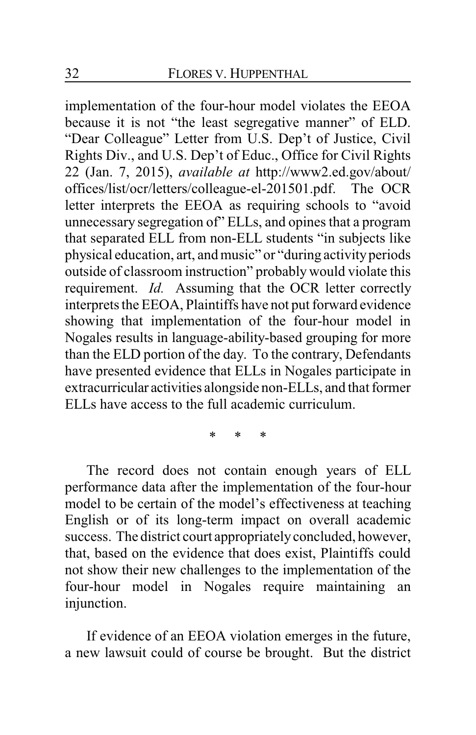implementation of the four-hour model violates the EEOA because it is not "the least segregative manner" of ELD. "Dear Colleague" Letter from U.S. Dep't of Justice, Civil Rights Div., and U.S. Dep't of Educ., Office for Civil Rights 22 (Jan. 7, 2015), *available at* http://www2.ed.gov/about/offices/list/ocr/letters/colleague-el-201501.pdf. The OCR letter interprets the EEOA as requiring schools to "avoid unnecessary segregation of" ELLs, and opines that a program that separated ELL from non-ELL students "in subjects like physical education, art, and music" or "during activity periods outside of classroom instruction" probably would violate this requirement. *Id.* Assuming that the OCR letter correctly interprets the EEOA, Plaintiffs have not put forward evidence showing that implementation of the four-hour model in Nogales results in language-ability-based grouping for more than the ELD portion of the day. To the contrary, Defendants have presented evidence that ELLs in Nogales participate in extracurricular activities alongside non-ELLs, and that former ELLs have access to the full academic curriculum.

\* \* \*

The record does not contain enough years of ELL performance data after the implementation of the four-hour model to be certain of the model's effectiveness at teaching English or of its long-term impact on overall academic success. The district court appropriately concluded, however, that, based on the evidence that does exist, Plaintiffs could not show their new challenges to the implementation of the four-hour model in Nogales require maintaining an injunction.

If evidence of an EEOA violation emerges in the future, a new lawsuit could of course be brought. But the district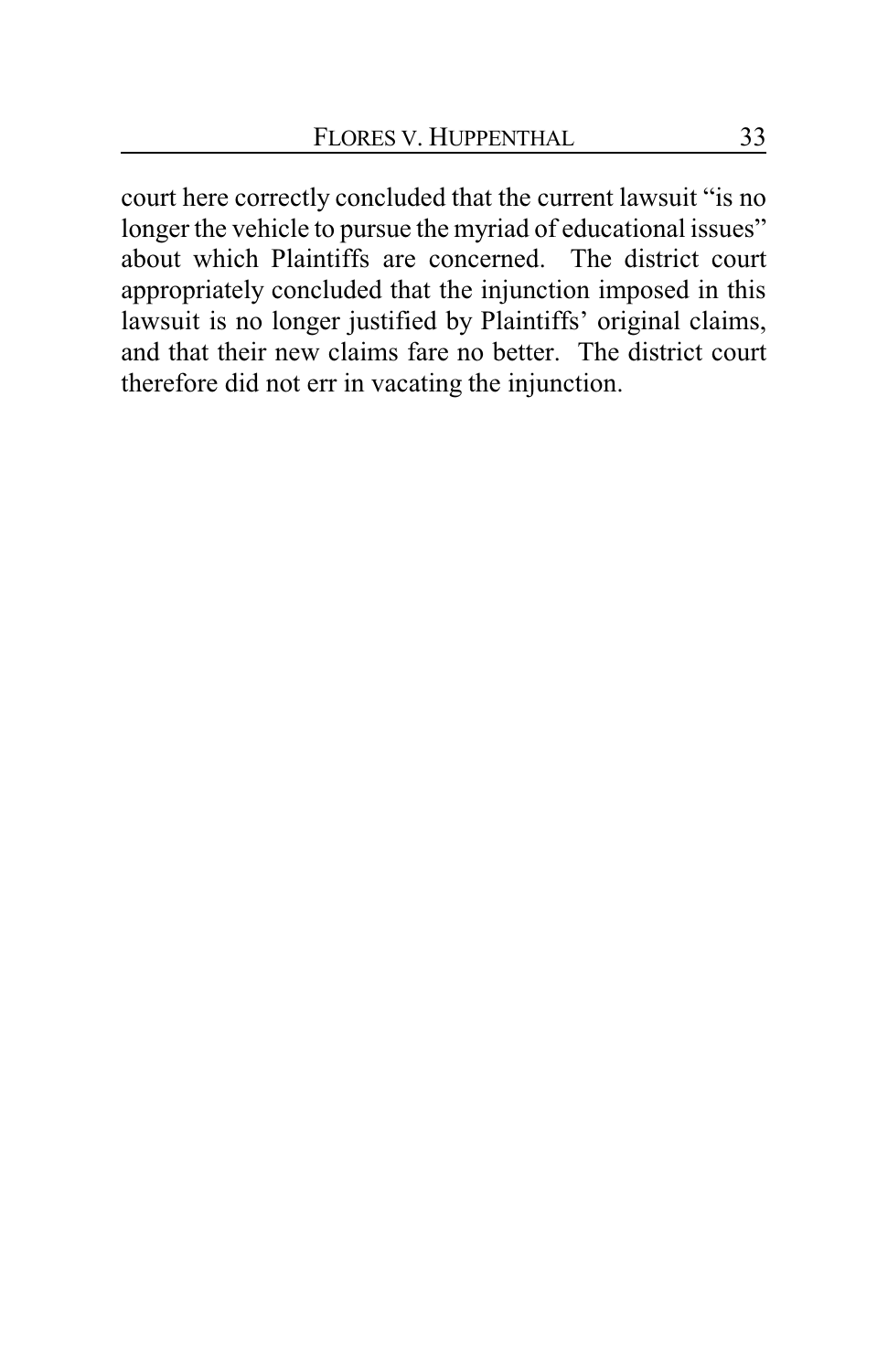court here correctly concluded that the current lawsuit "is no longer the vehicle to pursue the myriad of educational issues" about which Plaintiffs are concerned. The district court appropriately concluded that the injunction imposed in this lawsuit is no longer justified by Plaintiffs' original claims, and that their new claims fare no better. The district court therefore did not err in vacating the injunction.